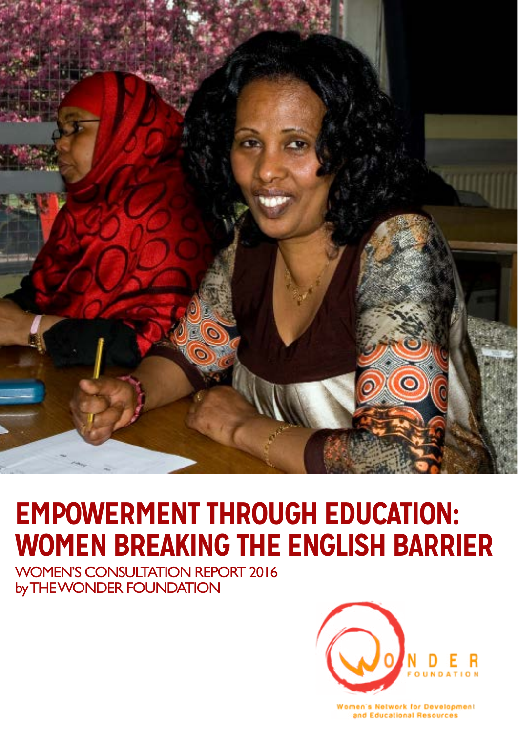# EMPOWERMENT THROUGH EDUCATION: WOMEN BREAKING THE ENGLISH BARRIER

WOMEN'S CONSULTATION REPORT 2016
by THE WONDER FOUNDATION

WONDER FOUNDATION

Women's Network for Development and Educational Resources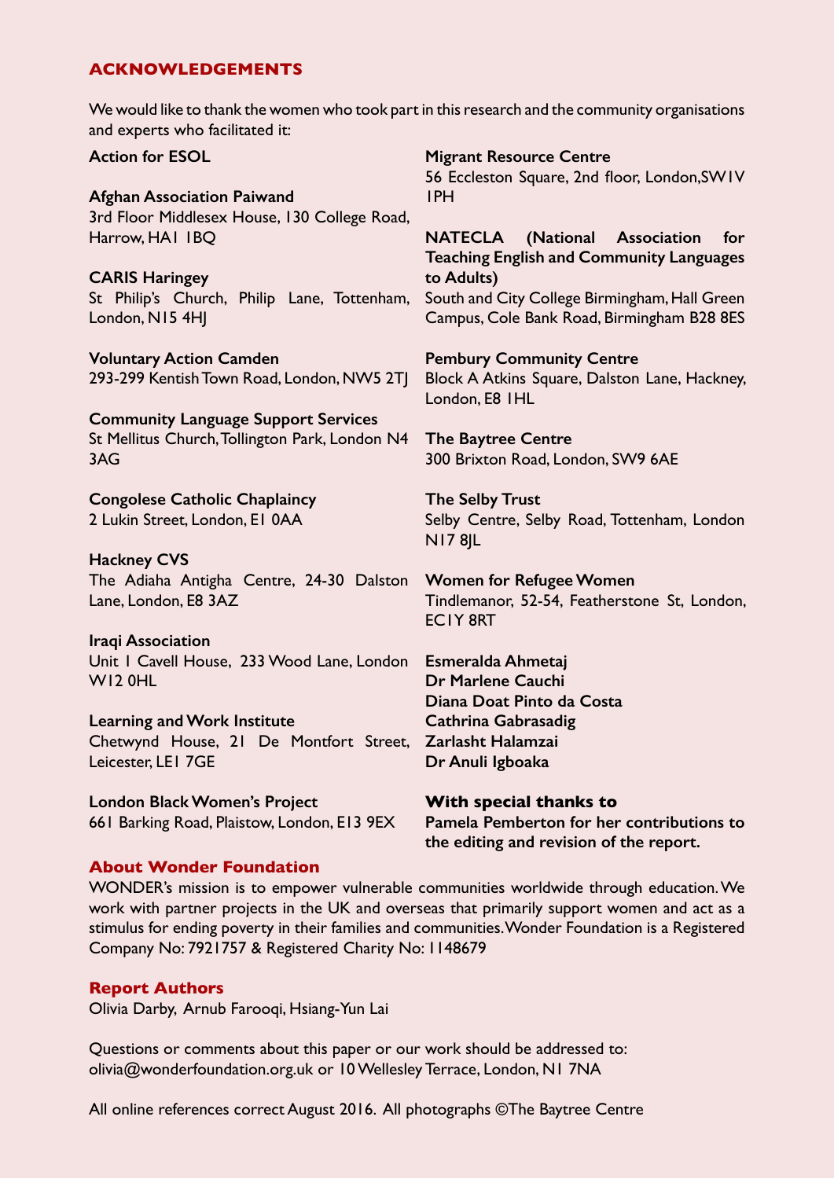## ACKNOWLEDGEMENTS

We would like to thank the women who took part in this research and the community organisations and experts who facilitated it:

**Action for ESOL**

**Afghan Association Paiwand**
3rd Floor Middlesex House, 130 College Road, Harrow, HA1 1BQ

**CARIS Haringey**
St Philip's Church, Philip Lane, Tottenham, London, N15 4HJ

**Voluntary Action Camden**
293-299 Kentish Town Road, London, NW5 2TJ

**Community Language Support Services**
St Mellitus Church, Tollington Park, London N4 3AG

**Congolese Catholic Chaplaincy**
2 Lukin Street, London, E1 0AA

**Hackney CVS**
The Adiaha Antigha Centre, 24-30 Dalston Lane, London, E8 3AZ

**Iraqi Association**
Unit 1 Cavell House, 233 Wood Lane, London W12 0HL

**Learning and Work Institute**
Chetwynd House, 21 De Montfort Street, Leicester, LE1 7GE

**London Black Women's Project**
661 Barking Road, Plaistow, London, E13 9EX

**Migrant Resource Centre**
56 Eccleston Square, 2nd floor, London, SW1V 1PH

**NATECLA (National Association for Teaching English and Community Languages to Adults)**
South and City College Birmingham, Hall Green Campus, Cole Bank Road, Birmingham B28 8ES

**Pembury Community Centre**
Block A Atkins Square, Dalston Lane, Hackney, London, E8 1HL

**The Baytree Centre**
300 Brixton Road, London, SW9 6AE

**The Selby Trust**
Selby Centre, Selby Road, Tottenham, London N17 8JL

**Women for Refugee Women**
Tindlemanor, 52-54, Featherstone St, London, EC1Y 8RT

**Esmeralda Ahmetaj**
**Dr Marlene Cauchi**
**Diana Doat Pinto da Costa**
**Cathrina Gabrasadig**
**Zarlasht Halamzai**
**Dr Anuli Igboaka**

**With special thanks to**
**Pamela Pemberton for her contributions to the editing and revision of the report.**

## About Wonder Foundation

WONDER's mission is to empower vulnerable communities worldwide through education. We work with partner projects in the UK and overseas that primarily support women and act as a stimulus for ending poverty in their families and communities. Wonder Foundation is a Registered Company No: 7921757 & Registered Charity No: 1148679

## Report Authors

Olivia Darby, Arnub Farooqi, Hsiang-Yun Lai

Questions or comments about this paper or our work should be addressed to:
olivia@wonderfoundation.org.uk or 10 Wellesley Terrace, London, N1 7NA

All online references correct August 2016. All photographs ©The Baytree Centre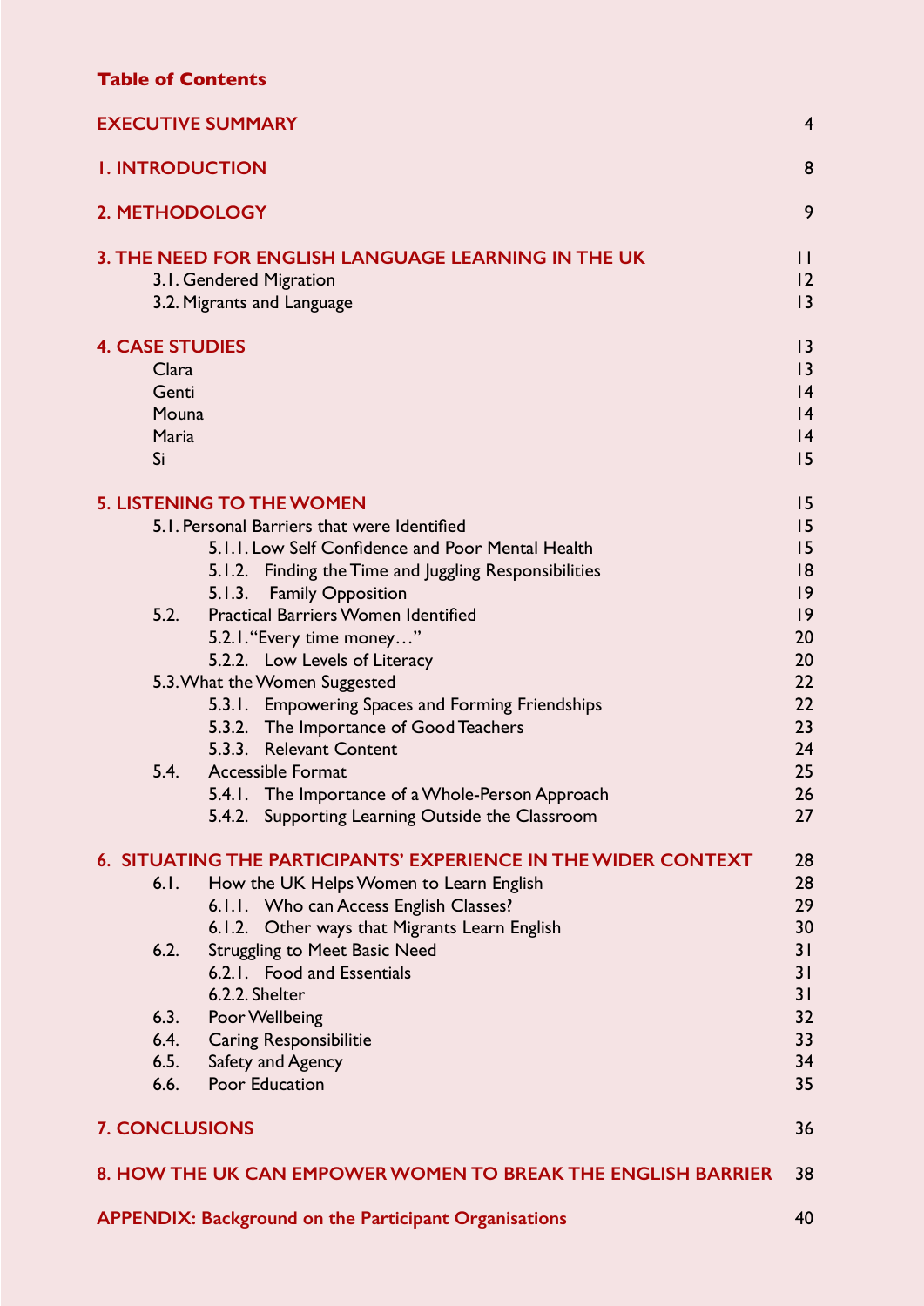## Table of Contents

| | |
|---|---|
| **EXECUTIVE SUMMARY** | 4 |
| **1. INTRODUCTION** | 8 |
| **2. METHODOLOGY** | 9 |
| **3. THE NEED FOR ENGLISH LANGUAGE LEARNING IN THE UK** | 11 |
| 3.1. Gendered Migration | 12 |
| 3.2. Migrants and Language | 13 |
| **4. CASE STUDIES** | 13 |
| Clara | 13 |
| Genti | 14 |
| Mouna | 14 |
| Maria | 14 |
| Si | 15 |
| **5. LISTENING TO THE WOMEN** | 15 |
| 5.1. Personal Barriers that were Identified | 15 |
| 5.1.1. Low Self Confidence and Poor Mental Health | 15 |
| 5.1.2. Finding the Time and Juggling Responsibilities | 18 |
| 5.1.3. Family Opposition | 19 |
| 5.2. Practical Barriers Women Identified | 19 |
| 5.2.1. "Every time money…" | 20 |
| 5.2.2. Low Levels of Literacy | 20 |
| 5.3. What the Women Suggested | 22 |
| 5.3.1. Empowering Spaces and Forming Friendships | 22 |
| 5.3.2. The Importance of Good Teachers | 23 |
| 5.3.3. Relevant Content | 24 |
| 5.4. Accessible Format | 25 |
| 5.4.1. The Importance of a Whole-Person Approach | 26 |
| 5.4.2. Supporting Learning Outside the Classroom | 27 |
| **6. SITUATING THE PARTICIPANTS' EXPERIENCE IN THE WIDER CONTEXT** | 28 |
| 6.1. How the UK Helps Women to Learn English | 28 |
| 6.1.1. Who can Access English Classes? | 29 |
| 6.1.2. Other ways that Migrants Learn English | 30 |
| 6.2. Struggling to Meet Basic Need | 31 |
| 6.2.1. Food and Essentials | 31 |
| 6.2.2. Shelter | 31 |
| 6.3. Poor Wellbeing | 32 |
| 6.4. Caring Responsibilitie | 33 |
| 6.5. Safety and Agency | 34 |
| 6.6. Poor Education | 35 |
| **7. CONCLUSIONS** | 36 |
| **8. HOW THE UK CAN EMPOWER WOMEN TO BREAK THE ENGLISH BARRIER** | 38 |
| **APPENDIX: Background on the Participant Organisations** | 40 |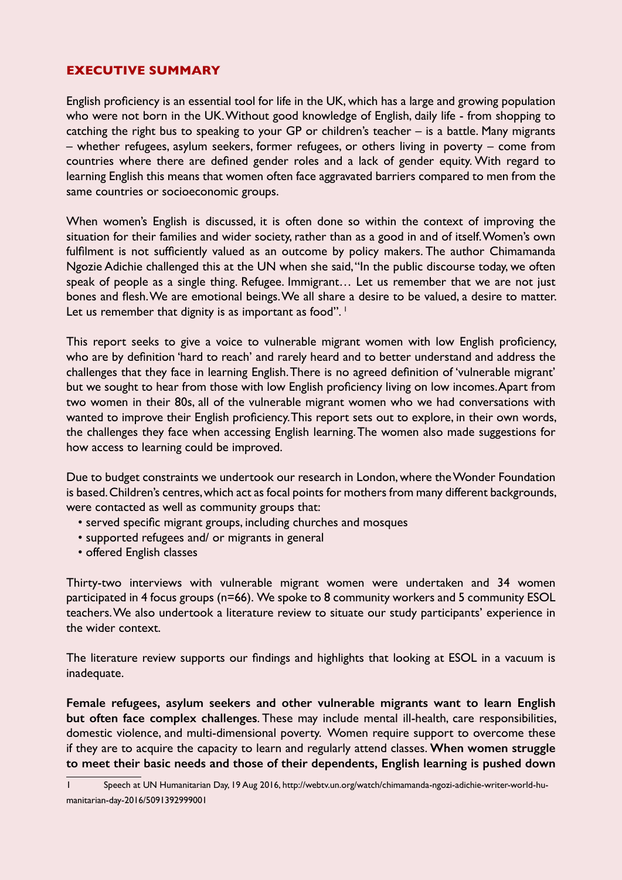## EXECUTIVE SUMMARY

English proficiency is an essential tool for life in the UK, which has a large and growing population who were not born in the UK. Without good knowledge of English, daily life - from shopping to catching the right bus to speaking to your GP or children's teacher – is a battle. Many migrants – whether refugees, asylum seekers, former refugees, or others living in poverty – come from countries where there are defined gender roles and a lack of gender equity. With regard to learning English this means that women often face aggravated barriers compared to men from the same countries or socioeconomic groups.

When women's English is discussed, it is often done so within the context of improving the situation for their families and wider society, rather than as a good in and of itself. Women's own fulfilment is not sufficiently valued as an outcome by policy makers. The author Chimamanda Ngozie Adichie challenged this at the UN when she said, "In the public discourse today, we often speak of people as a single thing. Refugee. Immigrant… Let us remember that we are not just bones and flesh. We are emotional beings. We all share a desire to be valued, a desire to matter. Let us remember that dignity is as important as food".[1]

This report seeks to give a voice to vulnerable migrant women with low English proficiency, who are by definition 'hard to reach' and rarely heard and to better understand and address the challenges that they face in learning English. There is no agreed definition of 'vulnerable migrant' but we sought to hear from those with low English proficiency living on low incomes. Apart from two women in their 80s, all of the vulnerable migrant women who we had conversations with wanted to improve their English proficiency. This report sets out to explore, in their own words, the challenges they face when accessing English learning. The women also made suggestions for how access to learning could be improved.

Due to budget constraints we undertook our research in London, where the Wonder Foundation is based. Children's centres, which act as focal points for mothers from many different backgrounds, were contacted as well as community groups that:

- served specific migrant groups, including churches and mosques
- supported refugees and/ or migrants in general
- offered English classes

Thirty-two interviews with vulnerable migrant women were undertaken and 34 women participated in 4 focus groups (n=66). We spoke to 8 community workers and 5 community ESOL teachers. We also undertook a literature review to situate our study participants' experience in the wider context.

The literature review supports our findings and highlights that looking at ESOL in a vacuum is inadequate.

**Female refugees, asylum seekers and other vulnerable migrants want to learn English but often face complex challenges**. These may include mental ill-health, care responsibilities, domestic violence, and multi-dimensional poverty. Women require support to overcome these if they are to acquire the capacity to learn and regularly attend classes. **When women struggle to meet their basic needs and those of their dependents, English learning is pushed down**

1 Speech at UN Humanitarian Day, 19 Aug 2016, http://webtv.un.org/watch/chimamanda-ngozi-adichie-writer-world-humanitarian-day-2016/5091392999001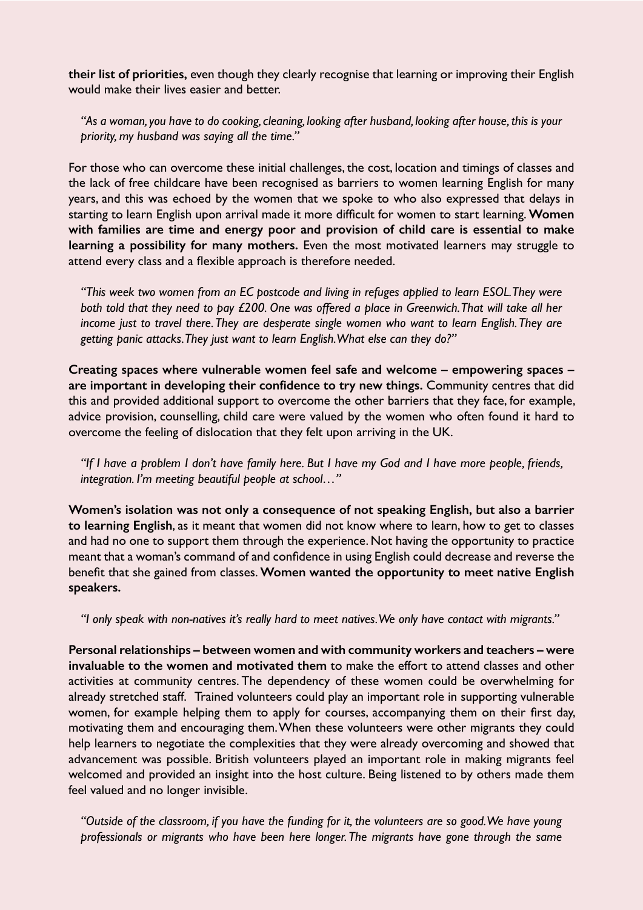**their list of priorities,** even though they clearly recognise that learning or improving their English would make their lives easier and better.

> *"As a woman, you have to do cooking, cleaning, looking after husband, looking after house, this is your priority, my husband was saying all the time."*

For those who can overcome these initial challenges, the cost, location and timings of classes and the lack of free childcare have been recognised as barriers to women learning English for many years, and this was echoed by the women that we spoke to who also expressed that delays in starting to learn English upon arrival made it more difficult for women to start learning. **Women with families are time and energy poor and provision of child care is essential to make learning a possibility for many mothers.** Even the most motivated learners may struggle to attend every class and a flexible approach is therefore needed.

> *"This week two women from an EC postcode and living in refuges applied to learn ESOL. They were both told that they need to pay £200. One was offered a place in Greenwich. That will take all her income just to travel there. They are desperate single women who want to learn English. They are getting panic attacks. They just want to learn English. What else can they do?"*

**Creating spaces where vulnerable women feel safe and welcome – empowering spaces – are important in developing their confidence to try new things.** Community centres that did this and provided additional support to overcome the other barriers that they face, for example, advice provision, counselling, child care were valued by the women who often found it hard to overcome the feeling of dislocation that they felt upon arriving in the UK.

> *"If I have a problem I don't have family here. But I have my God and I have more people, friends, integration. I'm meeting beautiful people at school…"*

**Women's isolation was not only a consequence of not speaking English, but also a barrier to learning English**, as it meant that women did not know where to learn, how to get to classes and had no one to support them through the experience. Not having the opportunity to practice meant that a woman's command of and confidence in using English could decrease and reverse the benefit that she gained from classes. **Women wanted the opportunity to meet native English speakers.**

> *"I only speak with non-natives it's really hard to meet natives. We only have contact with migrants."*

**Personal relationships – between women and with community workers and teachers – were invaluable to the women and motivated them** to make the effort to attend classes and other activities at community centres. The dependency of these women could be overwhelming for already stretched staff. Trained volunteers could play an important role in supporting vulnerable women, for example helping them to apply for courses, accompanying them on their first day, motivating them and encouraging them. When these volunteers were other migrants they could help learners to negotiate the complexities that they were already overcoming and showed that advancement was possible. British volunteers played an important role in making migrants feel welcomed and provided an insight into the host culture. Being listened to by others made them feel valued and no longer invisible.

> *"Outside of the classroom, if you have the funding for it, the volunteers are so good. We have young professionals or migrants who have been here longer. The migrants have gone through the same*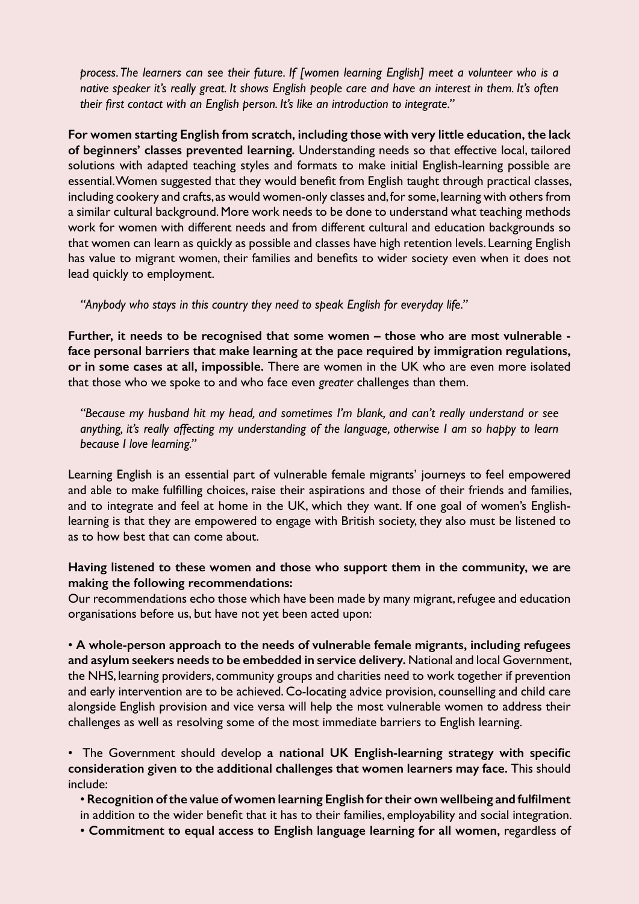*process. The learners can see their future. If [women learning English] meet a volunteer who is a native speaker it's really great. It shows English people care and have an interest in them. It's often their first contact with an English person. It's like an introduction to integrate."*

**For women starting English from scratch, including those with very little education, the lack of beginners' classes prevented learning.** Understanding needs so that effective local, tailored solutions with adapted teaching styles and formats to make initial English-learning possible are essential. Women suggested that they would benefit from English taught through practical classes, including cookery and crafts, as would women-only classes and, for some, learning with others from a similar cultural background. More work needs to be done to understand what teaching methods work for women with different needs and from different cultural and education backgrounds so that women can learn as quickly as possible and classes have high retention levels. Learning English has value to migrant women, their families and benefits to wider society even when it does not lead quickly to employment.

*"Anybody who stays in this country they need to speak English for everyday life."*

**Further, it needs to be recognised that some women – those who are most vulnerable - face personal barriers that make learning at the pace required by immigration regulations, or in some cases at all, impossible.** There are women in the UK who are even more isolated that those who we spoke to and who face even *greater* challenges than them.

*"Because my husband hit my head, and sometimes I'm blank, and can't really understand or see anything, it's really affecting my understanding of the language, otherwise I am so happy to learn because I love learning."*

Learning English is an essential part of vulnerable female migrants' journeys to feel empowered and able to make fulfilling choices, raise their aspirations and those of their friends and families, and to integrate and feel at home in the UK, which they want. If one goal of women's English-learning is that they are empowered to engage with British society, they also must be listened to as to how best that can come about.

**Having listened to these women and those who support them in the community, we are making the following recommendations:**

Our recommendations echo those which have been made by many migrant, refugee and education organisations before us, but have not yet been acted upon:

- **A whole-person approach to the needs of vulnerable female migrants, including refugees and asylum seekers needs to be embedded in service delivery.** National and local Government, the NHS, learning providers, community groups and charities need to work together if prevention and early intervention are to be achieved. Co-locating advice provision, counselling and child care alongside English provision and vice versa will help the most vulnerable women to address their challenges as well as resolving some of the most immediate barriers to English learning.

- The Government should develop **a national UK English-learning strategy with specific consideration given to the additional challenges that women learners may face.** This should include:
  - **Recognition of the value of women learning English for their own wellbeing and fulfilment** in addition to the wider benefit that it has to their families, employability and social integration.
  - **Commitment to equal access to English language learning for all women,** regardless of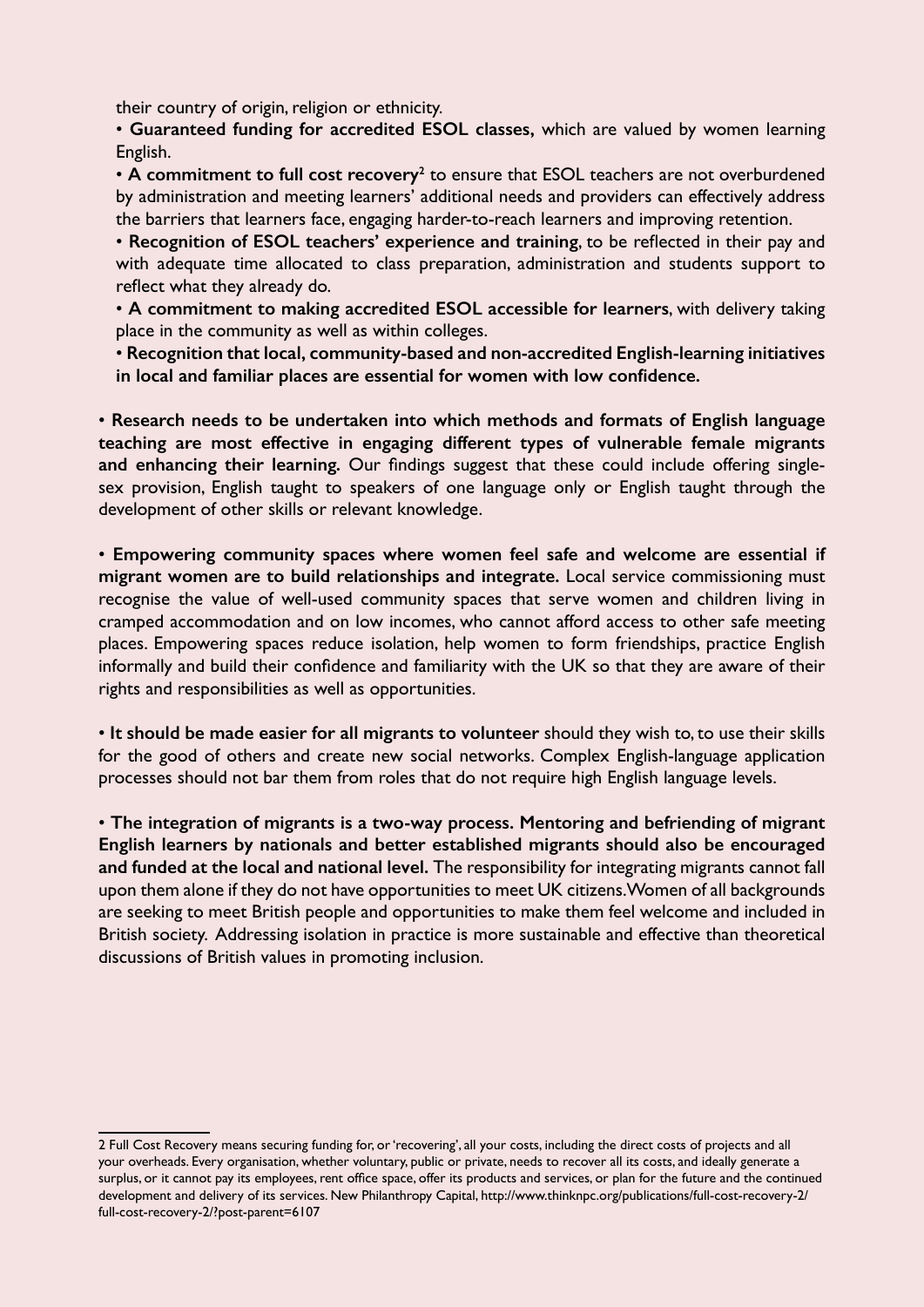their country of origin, religion or ethnicity.

- **Guaranteed funding for accredited ESOL classes,** which are valued by women learning English.
- **A commitment to full cost recovery**[2] to ensure that ESOL teachers are not overburdened by administration and meeting learners' additional needs and providers can effectively address the barriers that learners face, engaging harder-to-reach learners and improving retention.
- **Recognition of ESOL teachers' experience and training**, to be reflected in their pay and with adequate time allocated to class preparation, administration and students support to reflect what they already do.
- **A commitment to making accredited ESOL accessible for learners**, with delivery taking place in the community as well as within colleges.
- **Recognition that local, community-based and non-accredited English-learning initiatives in local and familiar places are essential for women with low confidence.**

- **Research needs to be undertaken into which methods and formats of English language teaching are most effective in engaging different types of vulnerable female migrants and enhancing their learning.** Our findings suggest that these could include offering single-sex provision, English taught to speakers of one language only or English taught through the development of other skills or relevant knowledge.

- **Empowering community spaces where women feel safe and welcome are essential if migrant women are to build relationships and integrate.** Local service commissioning must recognise the value of well-used community spaces that serve women and children living in cramped accommodation and on low incomes, who cannot afford access to other safe meeting places. Empowering spaces reduce isolation, help women to form friendships, practice English informally and build their confidence and familiarity with the UK so that they are aware of their rights and responsibilities as well as opportunities.

- **It should be made easier for all migrants to volunteer** should they wish to, to use their skills for the good of others and create new social networks. Complex English-language application processes should not bar them from roles that do not require high English language levels.

- **The integration of migrants is a two-way process. Mentoring and befriending of migrant English learners by nationals and better established migrants should also be encouraged and funded at the local and national level.** The responsibility for integrating migrants cannot fall upon them alone if they do not have opportunities to meet UK citizens. Women of all backgrounds are seeking to meet British people and opportunities to make them feel welcome and included in British society. Addressing isolation in practice is more sustainable and effective than theoretical discussions of British values in promoting inclusion.

---

2 Full Cost Recovery means securing funding for, or 'recovering', all your costs, including the direct costs of projects and all your overheads. Every organisation, whether voluntary, public or private, needs to recover all its costs, and ideally generate a surplus, or it cannot pay its employees, rent office space, offer its products and services, or plan for the future and the continued development and delivery of its services. New Philanthropy Capital, http://www.thinknpc.org/publications/full-cost-recovery-2/full-cost-recovery-2/?post-parent=6107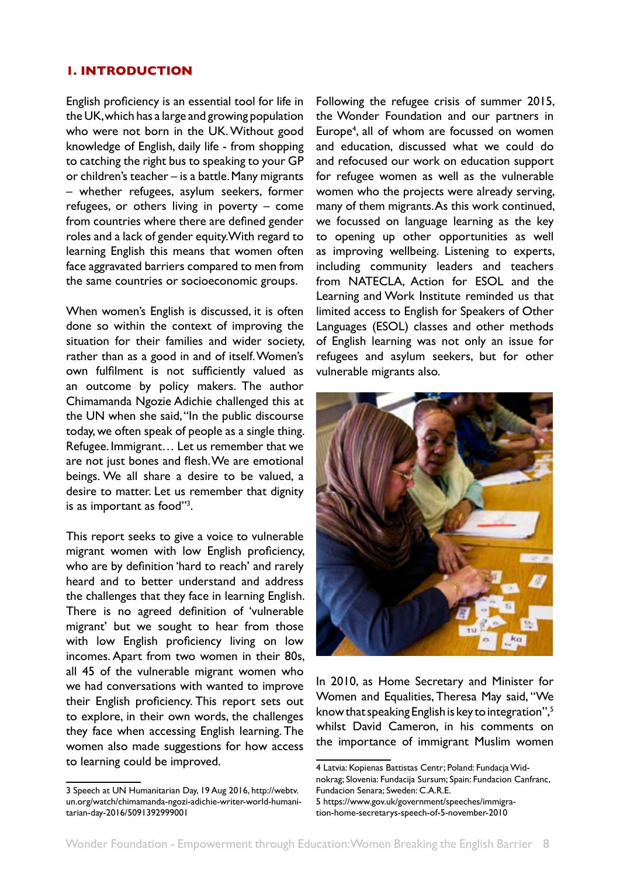## 1. INTRODUCTION

English proficiency is an essential tool for life in the UK, which has a large and growing population who were not born in the UK. Without good knowledge of English, daily life - from shopping to catching the right bus to speaking to your GP or children's teacher – is a battle. Many migrants – whether refugees, asylum seekers, former refugees, or others living in poverty – come from countries where there are defined gender roles and a lack of gender equity. With regard to learning English this means that women often face aggravated barriers compared to men from the same countries or socioeconomic groups.

When women's English is discussed, it is often done so within the context of improving the situation for their families and wider society, rather than as a good in and of itself. Women's own fulfilment is not sufficiently valued as an outcome by policy makers. The author Chimamanda Ngozie Adichie challenged this at the UN when she said, "In the public discourse today, we often speak of people as a single thing. Refugee. Immigrant… Let us remember that we are not just bones and flesh. We are emotional beings. We all share a desire to be valued, a desire to matter. Let us remember that dignity is as important as food"[3].

This report seeks to give a voice to vulnerable migrant women with low English proficiency, who are by definition 'hard to reach' and rarely heard and to better understand and address the challenges that they face in learning English. There is no agreed definition of 'vulnerable migrant' but we sought to hear from those with low English proficiency living on low incomes. Apart from two women in their 80s, all 45 of the vulnerable migrant women who we had conversations with wanted to improve their English proficiency. This report sets out to explore, in their own words, the challenges they face when accessing English learning. The women also made suggestions for how access to learning could be improved.

Following the refugee crisis of summer 2015, the Wonder Foundation and our partners in Europe[4], all of whom are focussed on women and education, discussed what we could do and refocused our work on education support for refugee women as well as the vulnerable women who the projects were already serving, many of them migrants. As this work continued, we focussed on language learning as the key to opening up other opportunities as well as improving wellbeing. Listening to experts, including community leaders and teachers from NATECLA, Action for ESOL and the Learning and Work Institute reminded us that limited access to English for Speakers of Other Languages (ESOL) classes and other methods of English learning was not only an issue for refugees and asylum seekers, but for other vulnerable migrants also.

In 2010, as Home Secretary and Minister for Women and Equalities, Theresa May said, "We know that speaking English is key to integration",[5] whilst David Cameron, in his comments on the importance of immigrant Muslim women

---

3 Speech at UN Humanitarian Day, 19 Aug 2016, http://webtv.un.org/watch/chimamanda-ngozi-adichie-writer-world-humanitarian-day-2016/5091392999001

4 Latvia: Kopienas Battistas Centr; Poland: Fundacja Widnokrag; Slovenia: Fundacija Sursum; Spain: Fundacion Canfranc, Fundacion Senara; Sweden: C.A.R.E.

5 https://www.gov.uk/government/speeches/immigration-home-secretarys-speech-of-5-november-2010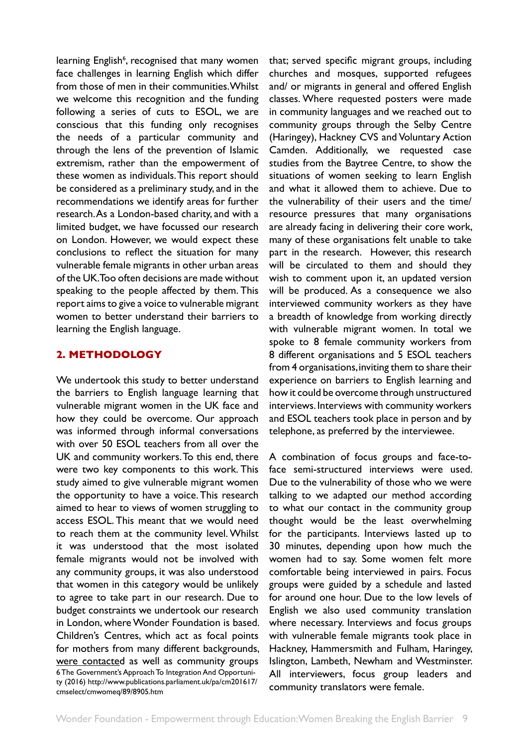learning English[6], recognised that many women face challenges in learning English which differ from those of men in their communities. Whilst we welcome this recognition and the funding following a series of cuts to ESOL, we are conscious that this funding only recognises the needs of a particular community and through the lens of the prevention of Islamic extremism, rather than the empowerment of these women as individuals. This report should be considered as a preliminary study, and in the recommendations we identify areas for further research. As a London-based charity, and with a limited budget, we have focussed our research on London. However, we would expect these conclusions to reflect the situation for many vulnerable female migrants in other urban areas of the UK. Too often decisions are made without speaking to the people affected by them. This report aims to give a voice to vulnerable migrant women to better understand their barriers to learning the English language.

## 2. METHODOLOGY

We undertook this study to better understand the barriers to English language learning that vulnerable migrant women in the UK face and how they could be overcome. Our approach was informed through informal conversations with over 50 ESOL teachers from all over the UK and community workers. To this end, there were two key components to this work. This study aimed to give vulnerable migrant women the opportunity to have a voice. This research aimed to hear to views of women struggling to access ESOL. This meant that we would need to reach them at the community level. Whilst it was understood that the most isolated female migrants would not be involved with any community groups, it was also understood that women in this category would be unlikely to agree to take part in our research. Due to budget constraints we undertook our research in London, where Wonder Foundation is based. Children's Centres, which act as focal points for mothers from many different backgrounds, were contacted as well as community groups that; served specific migrant groups, including churches and mosques, supported refugees and/ or migrants in general and offered English classes. Where requested posters were made in community languages and we reached out to community groups through the Selby Centre (Haringey), Hackney CVS and Voluntary Action Camden. Additionally, we requested case studies from the Baytree Centre, to show the situations of women seeking to learn English and what it allowed them to achieve. Due to the vulnerability of their users and the time/ resource pressures that many organisations are already facing in delivering their core work, many of these organisations felt unable to take part in the research. However, this research will be circulated to them and should they wish to comment upon it, an updated version will be produced. As a consequence we also interviewed community workers as they have a breadth of knowledge from working directly with vulnerable migrant women. In total we spoke to 8 female community workers from 8 different organisations and 5 ESOL teachers from 4 organisations, inviting them to share their experience on barriers to English learning and how it could be overcome through unstructured interviews. Interviews with community workers and ESOL teachers took place in person and by telephone, as preferred by the interviewee.

A combination of focus groups and face-to-face semi-structured interviews were used. Due to the vulnerability of those who we were talking to we adapted our method according to what our contact in the community group thought would be the least overwhelming for the participants. Interviews lasted up to 30 minutes, depending upon how much the women had to say. Some women felt more comfortable being interviewed in pairs. Focus groups were guided by a schedule and lasted for around one hour. Due to the low levels of English we also used community translation where necessary. Interviews and focus groups with vulnerable female migrants took place in Hackney, Hammersmith and Fulham, Haringey, Islington, Lambeth, Newham and Westminster. All interviewers, focus group leaders and community translators were female.

6 The Government's Approach To Integration And Opportunity (2016) http://www.publications.parliament.uk/pa/cm201617/cmselect/cmwomeq/89/8905.htm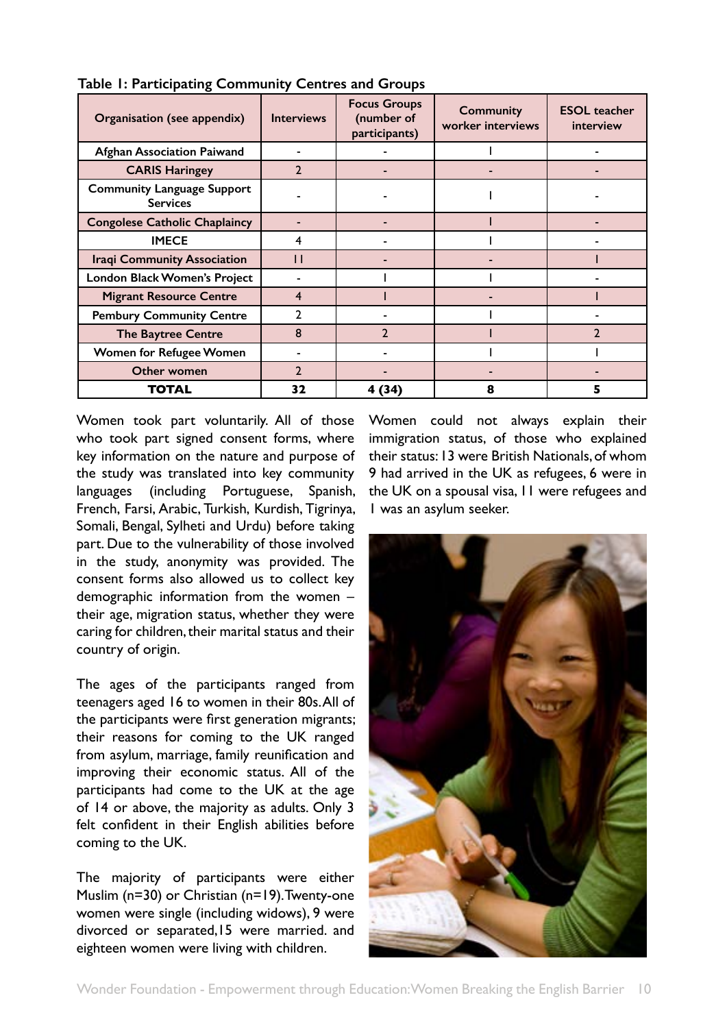**Table 1: Participating Community Centres and Groups**

| Organisation (see appendix) | Interviews | Focus Groups (number of participants) | Community worker interviews | ESOL teacher interview |
|---|---|---|---|---|
| Afghan Association Paiwand | - | - | 1 | - |
| CARIS Haringey | 2 | - | - | - |
| Community Language Support Services | - | - | 1 | - |
| Congolese Catholic Chaplaincy | - | - | 1 | - |
| IMECE | 4 | - | 1 | - |
| Iraqi Community Association | 11 | - | - | 1 |
| London Black Women's Project | - | 1 | 1 | - |
| Migrant Resource Centre | 4 | 1 | - | 1 |
| Pembury Community Centre | 2 | - | 1 | - |
| The Baytree Centre | 8 | 2 | 1 | 2 |
| Women for Refugee Women | - | - | 1 | 1 |
| Other women | 2 | - | - | - |
| **TOTAL** | **32** | **4 (34)** | **8** | **5** |

Women took part voluntarily. All of those who took part signed consent forms, where key information on the nature and purpose of the study was translated into key community languages (including Portuguese, Spanish, French, Farsi, Arabic, Turkish, Kurdish, Tigrinya, Somali, Bengal, Sylheti and Urdu) before taking part. Due to the vulnerability of those involved in the study, anonymity was provided. The consent forms also allowed us to collect key demographic information from the women – their age, migration status, whether they were caring for children, their marital status and their country of origin.

The ages of the participants ranged from teenagers aged 16 to women in their 80s. All of the participants were first generation migrants; their reasons for coming to the UK ranged from asylum, marriage, family reunification and improving their economic status. All of the participants had come to the UK at the age of 14 or above, the majority as adults. Only 3 felt confident in their English abilities before coming to the UK.

The majority of participants were either Muslim (n=30) or Christian (n=19). Twenty-one women were single (including widows), 9 were divorced or separated, 15 were married. and eighteen women were living with children.

Women could not always explain their immigration status, of those who explained their status: 13 were British Nationals, of whom 9 had arrived in the UK as refugees, 6 were in the UK on a spousal visa, 11 were refugees and 1 was an asylum seeker.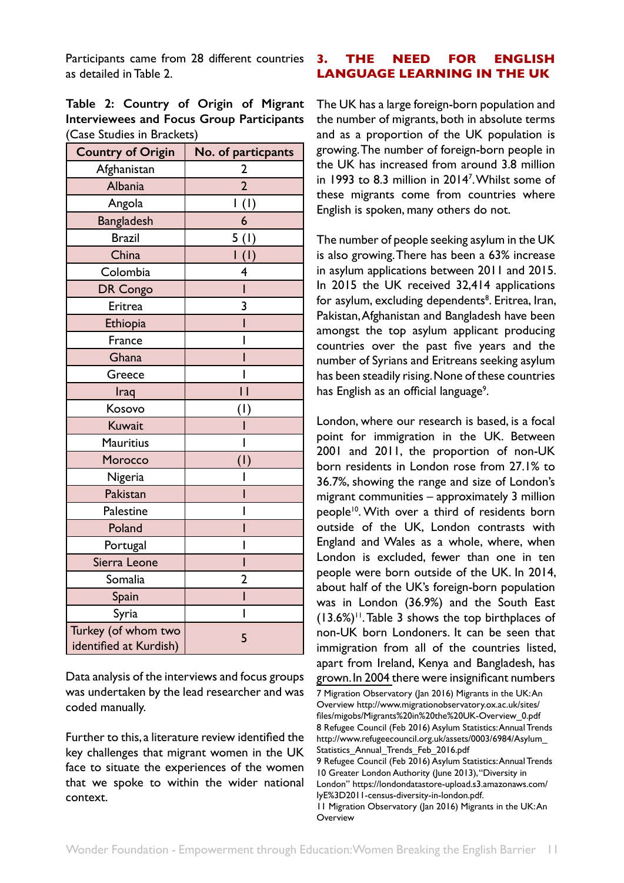Participants came from 28 different countries as detailed in Table 2.

**Table 2: Country of Origin of Migrant Interviewees and Focus Group Participants** (Case Studies in Brackets)

| Country of Origin | No. of particpants |
|---|---|
| Afghanistan | 2 |
| Albania | 2 |
| Angola | 1 (1) |
| Bangladesh | 6 |
| Brazil | 5 (1) |
| China | 1 (1) |
| Colombia | 4 |
| DR Congo | 1 |
| Eritrea | 3 |
| Ethiopia | 1 |
| France | 1 |
| Ghana | 1 |
| Greece | 1 |
| Iraq | 11 |
| Kosovo | (1) |
| Kuwait | 1 |
| Mauritius | 1 |
| Morocco | (1) |
| Nigeria | 1 |
| Pakistan | 1 |
| Palestine | 1 |
| Poland | 1 |
| Portugal | 1 |
| Sierra Leone | 1 |
| Somalia | 2 |
| Spain | 1 |
| Syria | 1 |
| Turkey (of whom two identified at Kurdish) | 5 |

Data analysis of the interviews and focus groups was undertaken by the lead researcher and was coded manually.

Further to this, a literature review identified the key challenges that migrant women in the UK face to situate the experiences of the women that we spoke to within the wider national context.

## 3. THE NEED FOR ENGLISH LANGUAGE LEARNING IN THE UK

The UK has a large foreign-born population and the number of migrants, both in absolute terms and as a proportion of the UK population is growing. The number of foreign-born people in the UK has increased from around 3.8 million in 1993 to 8.3 million in 2014[7]. Whilst some of these migrants come from countries where English is spoken, many others do not.

The number of people seeking asylum in the UK is also growing. There has been a 63% increase in asylum applications between 2011 and 2015. In 2015 the UK received 32,414 applications for asylum, excluding dependents[8]. Eritrea, Iran, Pakistan, Afghanistan and Bangladesh have been amongst the top asylum applicant producing countries over the past five years and the number of Syrians and Eritreans seeking asylum has been steadily rising. None of these countries has English as an official language[9].

London, where our research is based, is a focal point for immigration in the UK. Between 2001 and 2011, the proportion of non-UK born residents in London rose from 27.1% to 36.7%, showing the range and size of London's migrant communities – approximately 3 million people[10]. With over a third of residents born outside of the UK, London contrasts with England and Wales as a whole, where, when London is excluded, fewer than one in ten people were born outside of the UK. In 2014, about half of the UK's foreign-born population was in London (36.9%) and the South East (13.6%)[11]. Table 3 shows the top birthplaces of non-UK born Londoners. It can be seen that immigration from all of the countries listed, apart from Ireland, Kenya and Bangladesh, has grown. In 2004 there were insignificant numbers

7 Migration Observatory (Jan 2016) Migrants in the UK: An Overview http://www.migrationobservatory.ox.ac.uk/sites/files/migobs/Migrants%20in%20the%20UK-Overview_0.pdf

8 Refugee Council (Feb 2016) Asylum Statistics: Annual Trends http://www.refugeecouncil.org.uk/assets/0003/6984/Asylum_Statistics_Annual_Trends_Feb_2016.pdf

9 Refugee Council (Feb 2016) Asylum Statistics: Annual Trends

10 Greater London Authority (June 2013), "Diversity in London" https://londondatastore-upload.s3.amazonaws.com/lyE%3D2011-census-diversity-in-london.pdf.

11 Migration Observatory (Jan 2016) Migrants in the UK: An Overview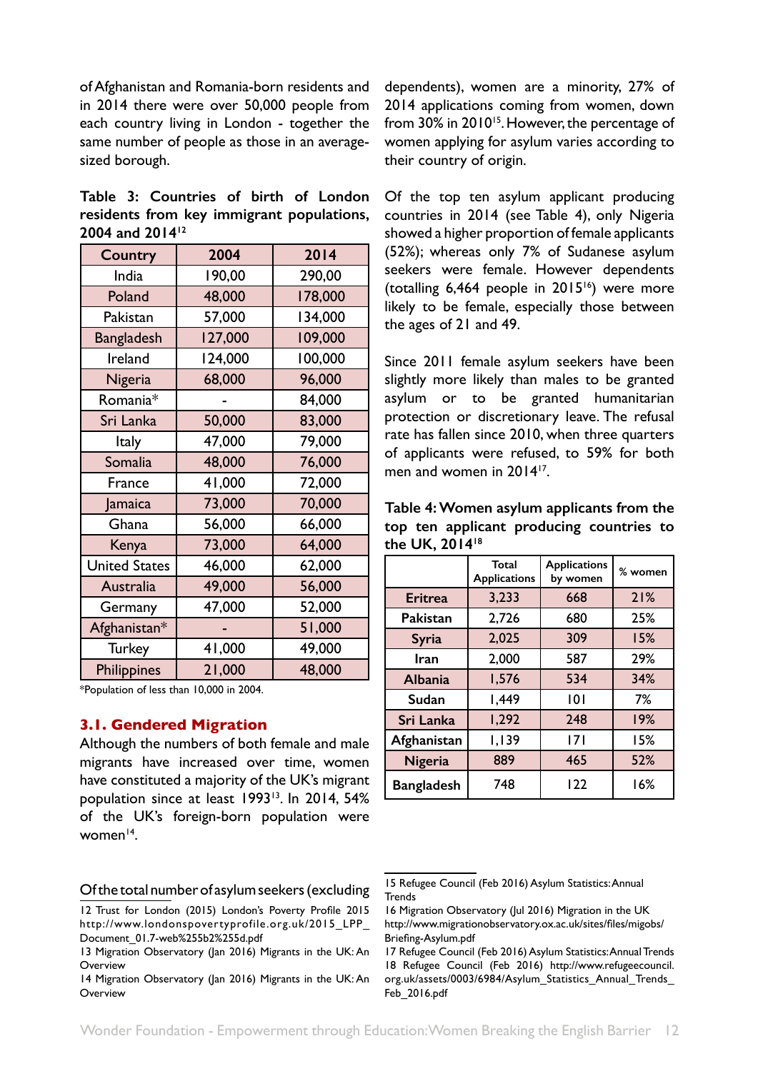of Afghanistan and Romania-born residents and in 2014 there were over 50,000 people from each country living in London - together the same number of people as those in an average-sized borough.

**Table 3: Countries of birth of London residents from key immigrant populations, 2004 and 2014**[12]

| Country | 2004 | 2014 |
|---|---|---|
| India | 190,00 | 290,00 |
| Poland | 48,000 | 178,000 |
| Pakistan | 57,000 | 134,000 |
| Bangladesh | 127,000 | 109,000 |
| Ireland | 124,000 | 100,000 |
| Nigeria | 68,000 | 96,000 |
| Romania* | - | 84,000 |
| Sri Lanka | 50,000 | 83,000 |
| Italy | 47,000 | 79,000 |
| Somalia | 48,000 | 76,000 |
| France | 41,000 | 72,000 |
| Jamaica | 73,000 | 70,000 |
| Ghana | 56,000 | 66,000 |
| Kenya | 73,000 | 64,000 |
| United States | 46,000 | 62,000 |
| Australia | 49,000 | 56,000 |
| Germany | 47,000 | 52,000 |
| Afghanistan* | - | 51,000 |
| Turkey | 41,000 | 49,000 |
| Philippines | 21,000 | 48,000 |

*Population of less than 10,000 in 2004.

### 3.1. Gendered Migration

Although the numbers of both female and male migrants have increased over time, women have constituted a majority of the UK's migrant population since at least 1993[13]. In 2014, 54% of the UK's foreign-born population were women[14].

Of the total number of asylum seekers (excluding dependents), women are a minority, 27% of 2014 applications coming from women, down from 30% in 2010[15]. However, the percentage of women applying for asylum varies according to their country of origin.

Of the top ten asylum applicant producing countries in 2014 (see Table 4), only Nigeria showed a higher proportion of female applicants (52%); whereas only 7% of Sudanese asylum seekers were female. However dependents (totalling 6,464 people in 2015[16]) were more likely to be female, especially those between the ages of 21 and 49.

Since 2011 female asylum seekers have been slightly more likely than males to be granted asylum or to be granted humanitarian protection or discretionary leave. The refusal rate has fallen since 2010, when three quarters of applicants were refused, to 59% for both men and women in 2014[17].

**Table 4: Women asylum applicants from the top ten applicant producing countries to the UK, 2014**[18]

| | Total Applications | Applications by women | % women |
|---|---|---|---|
| **Eritrea** | 3,233 | 668 | 21% |
| **Pakistan** | 2,726 | 680 | 25% |
| **Syria** | 2,025 | 309 | 15% |
| **Iran** | 2,000 | 587 | 29% |
| **Albania** | 1,576 | 534 | 34% |
| **Sudan** | 1,449 | 101 | 7% |
| **Sri Lanka** | 1,292 | 248 | 19% |
| **Afghanistan** | 1,139 | 171 | 15% |
| **Nigeria** | 889 | 465 | 52% |
| **Bangladesh** | 748 | 122 | 16% |

12 Trust for London (2015) London's Poverty Profile 2015 http://www.londonspovertyprofile.org.uk/2015_LPP_Document_01.7-web%255b2%255d.pdf

13 Migration Observatory (Jan 2016) Migrants in the UK: An Overview

14 Migration Observatory (Jan 2016) Migrants in the UK: An Overview

15 Refugee Council (Feb 2016) Asylum Statistics: Annual Trends

16 Migration Observatory (Jul 2016) Migration in the UK http://www.migrationobservatory.ox.ac.uk/sites/files/migobs/Briefing-Asylum.pdf

17 Refugee Council (Feb 2016) Asylum Statistics: Annual Trends

18 Refugee Council (Feb 2016) http://www.refugeecouncil.org.uk/assets/0003/6984/Asylum_Statistics_Annual_Trends_Feb_2016.pdf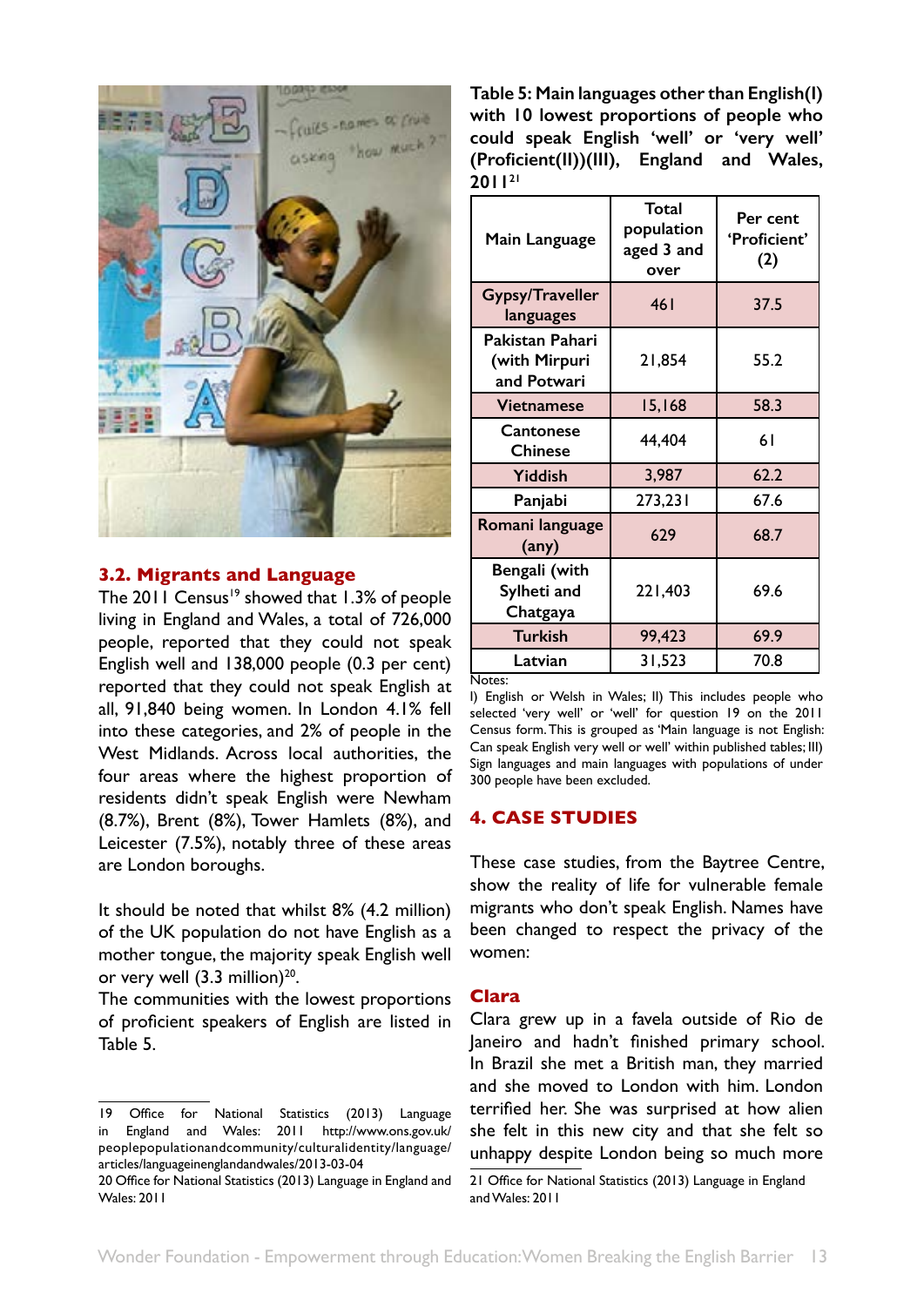## 3.2. Migrants and Language

The 2011 Census[19] showed that 1.3% of people living in England and Wales, a total of 726,000 people, reported that they could not speak English well and 138,000 people (0.3 per cent) reported that they could not speak English at all, 91,840 being women. In London 4.1% fell into these categories, and 2% of people in the West Midlands. Across local authorities, the four areas where the highest proportion of residents didn't speak English were Newham (8.7%), Brent (8%), Tower Hamlets (8%), and Leicester (7.5%), notably three of these areas are London boroughs.

It should be noted that whilst 8% (4.2 million) of the UK population do not have English as a mother tongue, the majority speak English well or very well (3.3 million)[20].

The communities with the lowest proportions of proficient speakers of English are listed in Table 5.

**Table 5: Main languages other than English(I) with 10 lowest proportions of people who could speak English 'well' or 'very well' (Proficient(II))(III), England and Wales, 2011[21]**

| Main Language | Total population aged 3 and over | Per cent 'Proficient' (2) |
|---|---|---|
| Gypsy/Traveller languages | 461 | 37.5 |
| Pakistan Pahari (with Mirpuri and Potwari | 21,854 | 55.2 |
| Vietnamese | 15,168 | 58.3 |
| Cantonese Chinese | 44,404 | 61 |
| Yiddish | 3,987 | 62.2 |
| Panjabi | 273,231 | 67.6 |
| Romani language (any) | 629 | 68.7 |
| Bengali (with Sylheti and Chatgaya | 221,403 | 69.6 |
| Turkish | 99,423 | 69.9 |
| Latvian | 31,523 | 70.8 |

Notes:
I) English or Welsh in Wales; II) This includes people who selected 'very well' or 'well' for question 19 on the 2011 Census form. This is grouped as 'Main language is not English: Can speak English very well or well' within published tables; III) Sign languages and main languages with populations of under 300 people have been excluded.

# 4. CASE STUDIES

These case studies, from the Baytree Centre, show the reality of life for vulnerable female migrants who don't speak English. Names have been changed to respect the privacy of the women:

## Clara

Clara grew up in a favela outside of Rio de Janeiro and hadn't finished primary school. In Brazil she met a British man, they married and she moved to London with him. London terrified her. She was surprised at how alien she felt in this new city and that she felt so unhappy despite London being so much more

---

19 Office for National Statistics (2013) Language in England and Wales: 2011 http://www.ons.gov.uk/peoplepopulationandcommunity/culturalidentity/language/articles/languageinenglandandwales/2013-03-04

20 Office for National Statistics (2013) Language in England and Wales: 2011

21 Office for National Statistics (2013) Language in England and Wales: 2011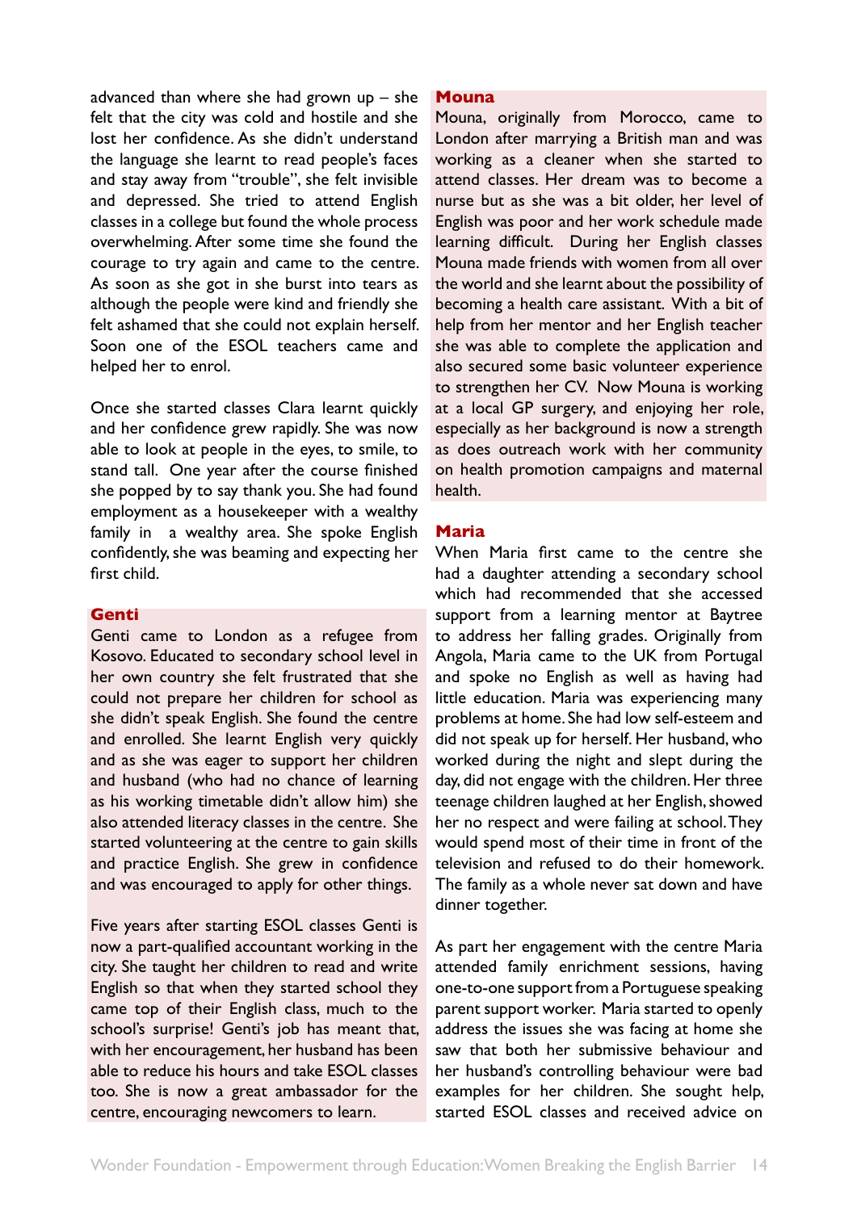advanced than where she had grown up – she felt that the city was cold and hostile and she lost her confidence. As she didn't understand the language she learnt to read people's faces and stay away from "trouble", she felt invisible and depressed. She tried to attend English classes in a college but found the whole process overwhelming. After some time she found the courage to try again and came to the centre. As soon as she got in she burst into tears as although the people were kind and friendly she felt ashamed that she could not explain herself. Soon one of the ESOL teachers came and helped her to enrol.

Once she started classes Clara learnt quickly and her confidence grew rapidly. She was now able to look at people in the eyes, to smile, to stand tall. One year after the course finished she popped by to say thank you. She had found employment as a housekeeper with a wealthy family in a wealthy area. She spoke English confidently, she was beaming and expecting her first child.

### Genti

Genti came to London as a refugee from Kosovo. Educated to secondary school level in her own country she felt frustrated that she could not prepare her children for school as she didn't speak English. She found the centre and enrolled. She learnt English very quickly and as she was eager to support her children and husband (who had no chance of learning as his working timetable didn't allow him) she also attended literacy classes in the centre. She started volunteering at the centre to gain skills and practice English. She grew in confidence and was encouraged to apply for other things.

Five years after starting ESOL classes Genti is now a part-qualified accountant working in the city. She taught her children to read and write English so that when they started school they came top of their English class, much to the school's surprise! Genti's job has meant that, with her encouragement, her husband has been able to reduce his hours and take ESOL classes too. She is now a great ambassador for the centre, encouraging newcomers to learn.

### Mouna

Mouna, originally from Morocco, came to London after marrying a British man and was working as a cleaner when she started to attend classes. Her dream was to become a nurse but as she was a bit older, her level of English was poor and her work schedule made learning difficult. During her English classes Mouna made friends with women from all over the world and she learnt about the possibility of becoming a health care assistant. With a bit of help from her mentor and her English teacher she was able to complete the application and also secured some basic volunteer experience to strengthen her CV. Now Mouna is working at a local GP surgery, and enjoying her role, especially as her background is now a strength as does outreach work with her community on health promotion campaigns and maternal health.

### Maria

When Maria first came to the centre she had a daughter attending a secondary school which had recommended that she accessed support from a learning mentor at Baytree to address her falling grades. Originally from Angola, Maria came to the UK from Portugal and spoke no English as well as having had little education. Maria was experiencing many problems at home. She had low self-esteem and did not speak up for herself. Her husband, who worked during the night and slept during the day, did not engage with the children. Her three teenage children laughed at her English, showed her no respect and were failing at school. They would spend most of their time in front of the television and refused to do their homework. The family as a whole never sat down and have dinner together.

As part her engagement with the centre Maria attended family enrichment sessions, having one-to-one support from a Portuguese speaking parent support worker. Maria started to openly address the issues she was facing at home she saw that both her submissive behaviour and her husband's controlling behaviour were bad examples for her children. She sought help, started ESOL classes and received advice on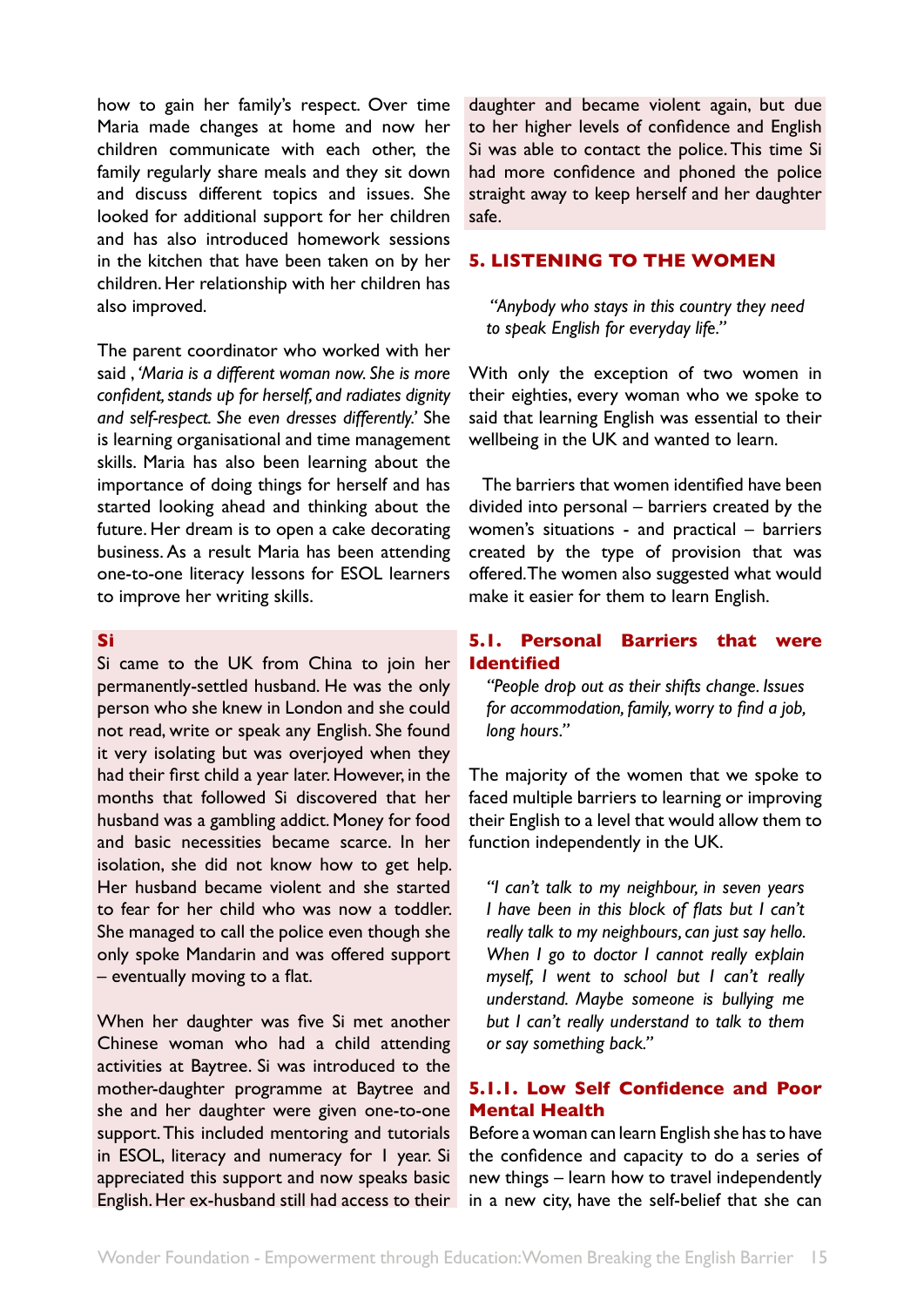how to gain her family's respect. Over time Maria made changes at home and now her children communicate with each other, the family regularly share meals and they sit down and discuss different topics and issues. She looked for additional support for her children and has also introduced homework sessions in the kitchen that have been taken on by her children. Her relationship with her children has also improved.

The parent coordinator who worked with her said , *'Maria is a different woman now. She is more confident, stands up for herself, and radiates dignity and self-respect. She even dresses differently.'* She is learning organisational and time management skills. Maria has also been learning about the importance of doing things for herself and has started looking ahead and thinking about the future. Her dream is to open a cake decorating business. As a result Maria has been attending one-to-one literacy lessons for ESOL learners to improve her writing skills.

**Si**

Si came to the UK from China to join her permanently-settled husband. He was the only person who she knew in London and she could not read, write or speak any English. She found it very isolating but was overjoyed when they had their first child a year later. However, in the months that followed Si discovered that her husband was a gambling addict. Money for food and basic necessities became scarce. In her isolation, she did not know how to get help. Her husband became violent and she started to fear for her child who was now a toddler. She managed to call the police even though she only spoke Mandarin and was offered support – eventually moving to a flat.

When her daughter was five Si met another Chinese woman who had a child attending activities at Baytree. Si was introduced to the mother-daughter programme at Baytree and she and her daughter were given one-to-one support. This included mentoring and tutorials in ESOL, literacy and numeracy for 1 year. Si appreciated this support and now speaks basic English. Her ex-husband still had access to their daughter and became violent again, but due to her higher levels of confidence and English Si was able to contact the police. This time Si had more confidence and phoned the police straight away to keep herself and her daughter safe.

## 5. LISTENING TO THE WOMEN

*"Anybody who stays in this country they need to speak English for everyday life."*

With only the exception of two women in their eighties, every woman who we spoke to said that learning English was essential to their wellbeing in the UK and wanted to learn.

The barriers that women identified have been divided into personal – barriers created by the women's situations - and practical – barriers created by the type of provision that was offered. The women also suggested what would make it easier for them to learn English.

### 5.1. Personal Barriers that were Identified

*"People drop out as their shifts change. Issues for accommodation, family, worry to find a job, long hours."*

The majority of the women that we spoke to faced multiple barriers to learning or improving their English to a level that would allow them to function independently in the UK.

*"I can't talk to my neighbour, in seven years I have been in this block of flats but I can't really talk to my neighbours, can just say hello. When I go to doctor I cannot really explain myself, I went to school but I can't really understand. Maybe someone is bullying me but I can't really understand to talk to them or say something back."*

#### 5.1.1. Low Self Confidence and Poor Mental Health

Before a woman can learn English she has to have the confidence and capacity to do a series of new things – learn how to travel independently in a new city, have the self-belief that she can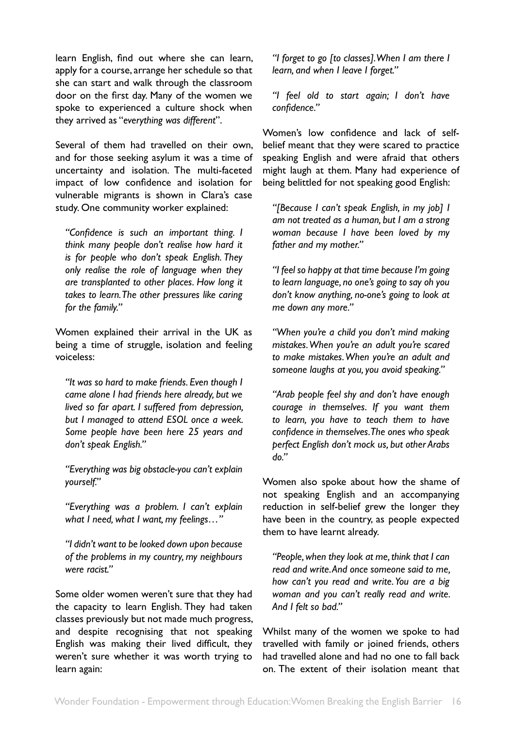learn English, find out where she can learn, apply for a course, arrange her schedule so that she can start and walk through the classroom door on the first day. Many of the women we spoke to experienced a culture shock when they arrived as "*everything was different*".

Several of them had travelled on their own, and for those seeking asylum it was a time of uncertainty and isolation. The multi-faceted impact of low confidence and isolation for vulnerable migrants is shown in Clara's case study. One community worker explained:

> *"Confidence is such an important thing. I think many people don't realise how hard it is for people who don't speak English. They only realise the role of language when they are transplanted to other places. How long it takes to learn. The other pressures like caring for the family."*

Women explained their arrival in the UK as being a time of struggle, isolation and feeling voiceless:

> *"It was so hard to make friends. Even though I came alone I had friends here already, but we lived so far apart. I suffered from depression, but I managed to attend ESOL once a week. Some people have been here 25 years and don't speak English."*

> *"Everything was big obstacle-you can't explain yourself."*

> *"Everything was a problem. I can't explain what I need, what I want, my feelings…"*

> *"I didn't want to be looked down upon because of the problems in my country, my neighbours were racist."*

Some older women weren't sure that they had the capacity to learn English. They had taken classes previously but not made much progress, and despite recognising that not speaking English was making their lived difficult, they weren't sure whether it was worth trying to learn again:

> *"I forget to go [to classes]. When I am there I learn, and when I leave I forget."*

> *"I feel old to start again; I don't have confidence."*

Women's low confidence and lack of self-belief meant that they were scared to practice speaking English and were afraid that others might laugh at them. Many had experience of being belittled for not speaking good English:

> *"[Because I can't speak English, in my job] I am not treated as a human, but I am a strong woman because I have been loved by my father and my mother."*

> *"I feel so happy at that time because I'm going to learn language, no one's going to say oh you don't know anything, no-one's going to look at me down any more."*

> *"When you're a child you don't mind making mistakes. When you're an adult you're scared to make mistakes. When you're an adult and someone laughs at you, you avoid speaking."*

> *"Arab people feel shy and don't have enough courage in themselves. If you want them to learn, you have to teach them to have confidence in themselves. The ones who speak perfect English don't mock us, but other Arabs do."*

Women also spoke about how the shame of not speaking English and an accompanying reduction in self-belief grew the longer they have been in the country, as people expected them to have learnt already.

> *"People, when they look at me, think that I can read and write. And once someone said to me, how can't you read and write. You are a big woman and you can't really read and write. And I felt so bad."*

Whilst many of the women we spoke to had travelled with family or joined friends, others had travelled alone and had no one to fall back on. The extent of their isolation meant that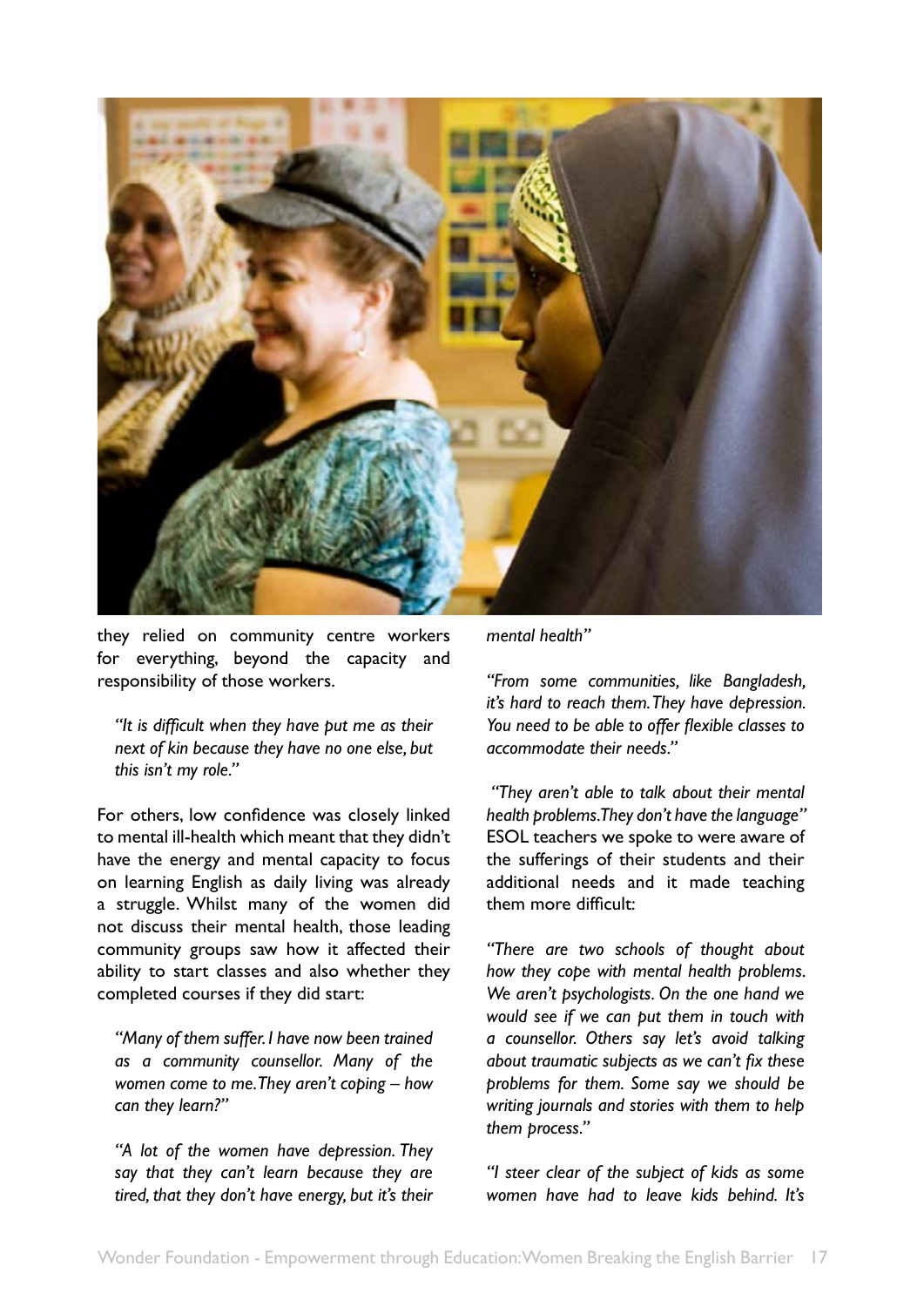they relied on community centre workers for everything, beyond the capacity and responsibility of those workers.

> *"It is difficult when they have put me as their next of kin because they have no one else, but this isn't my role."*

For others, low confidence was closely linked to mental ill-health which meant that they didn't have the energy and mental capacity to focus on learning English as daily living was already a struggle. Whilst many of the women did not discuss their mental health, those leading community groups saw how it affected their ability to start classes and also whether they completed courses if they did start:

> *"Many of them suffer. I have now been trained as a community counsellor. Many of the women come to me. They aren't coping – how can they learn?"*

> *"A lot of the women have depression. They say that they can't learn because they are tired, that they don't have energy, but it's their mental health"*

*"From some communities, like Bangladesh, it's hard to reach them. They have depression. You need to be able to offer flexible classes to accommodate their needs."*

*"They aren't able to talk about their mental health problems. They don't have the language"* ESOL teachers we spoke to were aware of the sufferings of their students and their additional needs and it made teaching them more difficult:

*"There are two schools of thought about how they cope with mental health problems. We aren't psychologists. On the one hand we would see if we can put them in touch with a counsellor. Others say let's avoid talking about traumatic subjects as we can't fix these problems for them. Some say we should be writing journals and stories with them to help them process."*

*"I steer clear of the subject of kids as some women have had to leave kids behind. It's*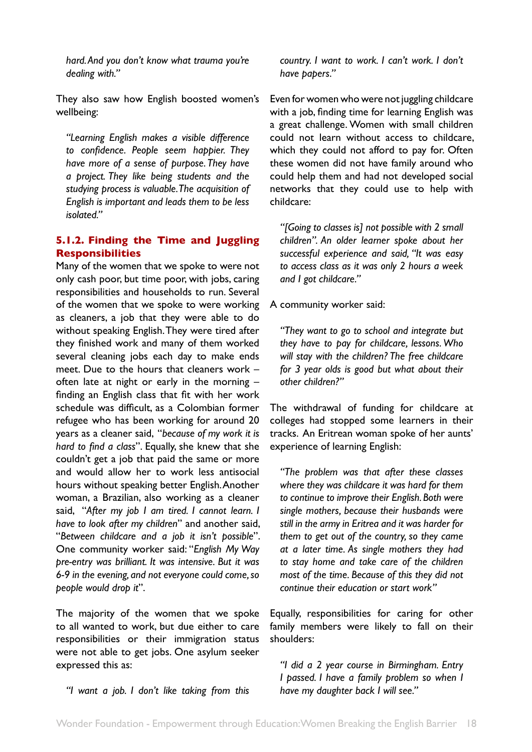*hard. And you don't know what trauma you're dealing with."*

They also saw how English boosted women's wellbeing:

> *"Learning English makes a visible difference to confidence. People seem happier. They have more of a sense of purpose. They have a project. They like being students and the studying process is valuable. The acquisition of English is important and leads them to be less isolated."*

### 5.1.2. Finding the Time and Juggling Responsibilities

Many of the women that we spoke to were not only cash poor, but time poor, with jobs, caring responsibilities and households to run. Several of the women that we spoke to were working as cleaners, a job that they were able to do without speaking English. They were tired after they finished work and many of them worked several cleaning jobs each day to make ends meet. Due to the hours that cleaners work – often late at night or early in the morning – finding an English class that fit with her work schedule was difficult, as a Colombian former refugee who has been working for around 20 years as a cleaner said, "*because of my work it is hard to find a class*". Equally, she knew that she couldn't get a job that paid the same or more and would allow her to work less antisocial hours without speaking better English. Another woman, a Brazilian, also working as a cleaner said, "*After my job I am tired. I cannot learn. I have to look after my children*" and another said, "*Between childcare and a job it isn't possible*". One community worker said: "*English My Way pre-entry was brilliant. It was intensive. But it was 6-9 in the evening, and not everyone could come, so people would drop it*".

The majority of the women that we spoke to all wanted to work, but due either to care responsibilities or their immigration status were not able to get jobs. One asylum seeker expressed this as:

> *"I want a job. I don't like taking from this country. I want to work. I can't work. I don't have papers."*

Even for women who were not juggling childcare with a job, finding time for learning English was a great challenge. Women with small children could not learn without access to childcare, which they could not afford to pay for. Often these women did not have family around who could help them and had not developed social networks that they could use to help with childcare:

> *"[Going to classes is] not possible with 2 small children". An older learner spoke about her successful experience and said, "It was easy to access class as it was only 2 hours a week and I got childcare."*

A community worker said:

> *"They want to go to school and integrate but they have to pay for childcare, lessons. Who will stay with the children? The free childcare for 3 year olds is good but what about their other children?"*

The withdrawal of funding for childcare at colleges had stopped some learners in their tracks. An Eritrean woman spoke of her aunts' experience of learning English:

> *"The problem was that after these classes where they was childcare it was hard for them to continue to improve their English. Both were single mothers, because their husbands were still in the army in Eritrea and it was harder for them to get out of the country, so they came at a later time. As single mothers they had to stay home and take care of the children most of the time. Because of this they did not continue their education or start work"*

Equally, responsibilities for caring for other family members were likely to fall on their shoulders:

> *"I did a 2 year course in Birmingham. Entry I passed. I have a family problem so when I have my daughter back I will see."*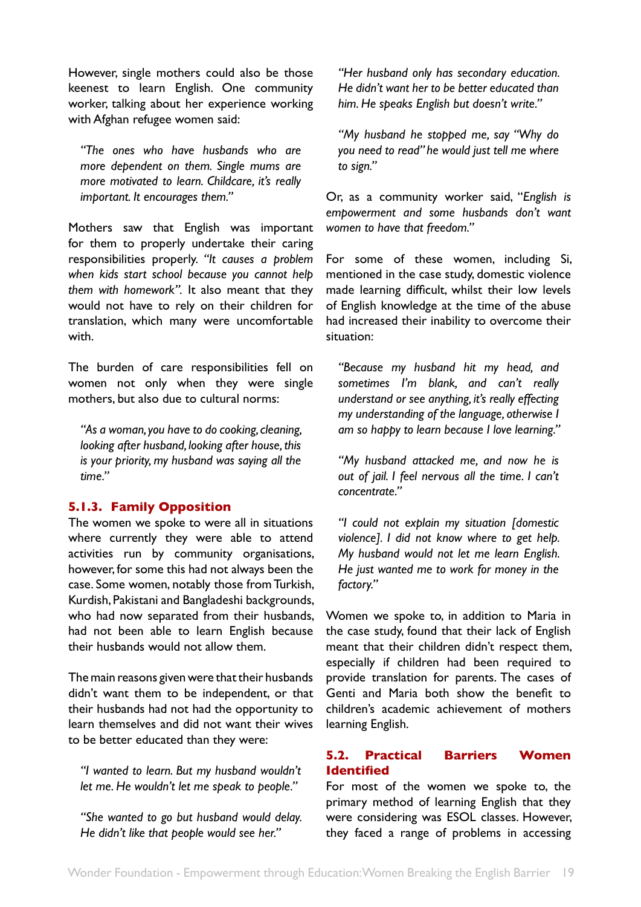However, single mothers could also be those keenest to learn English. One community worker, talking about her experience working with Afghan refugee women said:

> *"The ones who have husbands who are more dependent on them. Single mums are more motivated to learn. Childcare, it's really important. It encourages them."*

Mothers saw that English was important for them to properly undertake their caring responsibilities properly. *"It causes a problem when kids start school because you cannot help them with homework".* It also meant that they would not have to rely on their children for translation, which many were uncomfortable with.

The burden of care responsibilities fell on women not only when they were single mothers, but also due to cultural norms:

> *"As a woman, you have to do cooking, cleaning, looking after husband, looking after house, this is your priority, my husband was saying all the time."*

### 5.1.3. Family Opposition

The women we spoke to were all in situations where currently they were able to attend activities run by community organisations, however, for some this had not always been the case. Some women, notably those from Turkish, Kurdish, Pakistani and Bangladeshi backgrounds, who had now separated from their husbands, had not been able to learn English because their husbands would not allow them.

The main reasons given were that their husbands didn't want them to be independent, or that their husbands had not had the opportunity to learn themselves and did not want their wives to be better educated than they were:

> *"I wanted to learn. But my husband wouldn't let me. He wouldn't let me speak to people."*

> *"She wanted to go but husband would delay. He didn't like that people would see her."*

> *"Her husband only has secondary education. He didn't want her to be better educated than him. He speaks English but doesn't write."*

> *"My husband he stopped me, say "Why do you need to read" he would just tell me where to sign."*

Or, as a community worker said, "*English is empowerment and some husbands don't want women to have that freedom."*

For some of these women, including Si, mentioned in the case study, domestic violence made learning difficult, whilst their low levels of English knowledge at the time of the abuse had increased their inability to overcome their situation:

> *"Because my husband hit my head, and sometimes I'm blank, and can't really understand or see anything, it's really effecting my understanding of the language, otherwise I am so happy to learn because I love learning."*

> *"My husband attacked me, and now he is out of jail. I feel nervous all the time. I can't concentrate."*

> *"I could not explain my situation [domestic violence]. I did not know where to get help. My husband would not let me learn English. He just wanted me to work for money in the factory."*

Women we spoke to, in addition to Maria in the case study, found that their lack of English meant that their children didn't respect them, especially if children had been required to provide translation for parents. The cases of Genti and Maria both show the benefit to children's academic achievement of mothers learning English.

## 5.2. Practical Barriers Women Identified

For most of the women we spoke to, the primary method of learning English that they were considering was ESOL classes. However, they faced a range of problems in accessing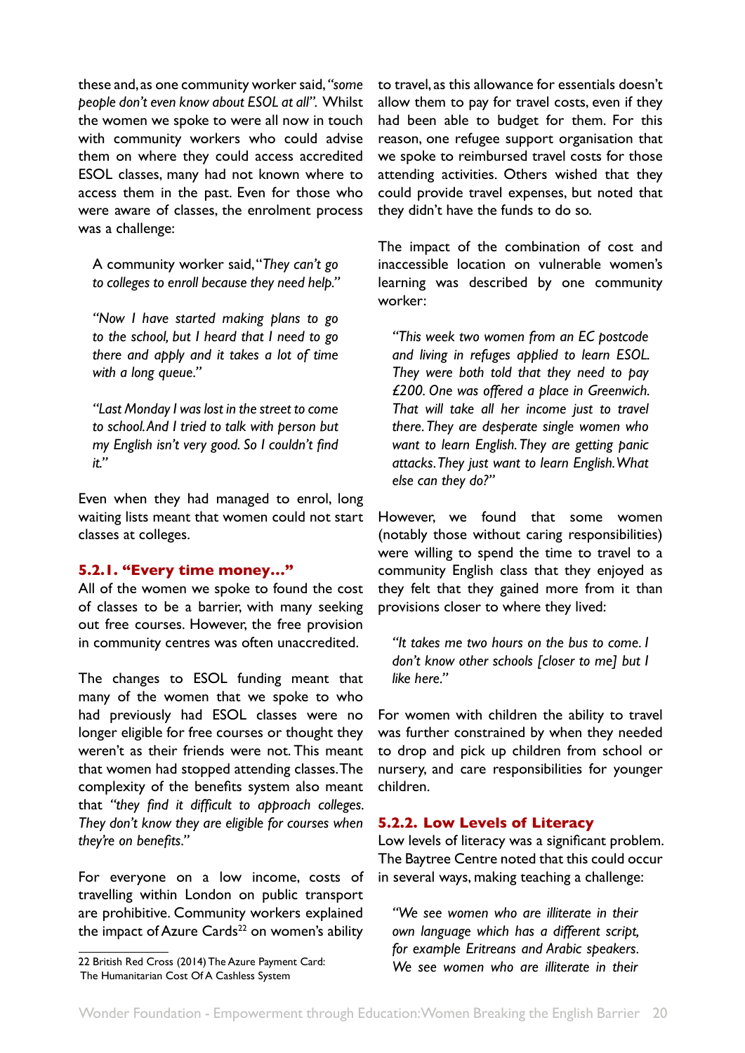these and, as one community worker said, *"some people don't even know about ESOL at all"*. Whilst the women we spoke to were all now in touch with community workers who could advise them on where they could access accredited ESOL classes, many had not known where to access them in the past. Even for those who were aware of classes, the enrolment process was a challenge:

> A community worker said, "*They can't go to colleges to enroll because they need help.*"
>
> *"Now I have started making plans to go to the school, but I heard that I need to go there and apply and it takes a lot of time with a long queue."*
>
> *"Last Monday I was lost in the street to come to school. And I tried to talk with person but my English isn't very good. So I couldn't find it."*

Even when they had managed to enrol, long waiting lists meant that women could not start classes at colleges.

### 5.2.1. "Every time money..."

All of the women we spoke to found the cost of classes to be a barrier, with many seeking out free courses. However, the free provision in community centres was often unaccredited.

The changes to ESOL funding meant that many of the women that we spoke to who had previously had ESOL classes were no longer eligible for free courses or thought they weren't as their friends were not. This meant that women had stopped attending classes. The complexity of the benefits system also meant that *"they find it difficult to approach colleges. They don't know they are eligible for courses when they're on benefits."*

For everyone on a low income, costs of travelling within London on public transport are prohibitive. Community workers explained the impact of Azure Cards[22] on women's ability to travel, as this allowance for essentials doesn't allow them to pay for travel costs, even if they had been able to budget for them. For this reason, one refugee support organisation that we spoke to reimbursed travel costs for those attending activities. Others wished that they could provide travel expenses, but noted that they didn't have the funds to do so.

The impact of the combination of cost and inaccessible location on vulnerable women's learning was described by one community worker:

> *"This week two women from an EC postcode and living in refuges applied to learn ESOL. They were both told that they need to pay £200. One was offered a place in Greenwich. That will take all her income just to travel there. They are desperate single women who want to learn English. They are getting panic attacks. They just want to learn English. What else can they do?"*

However, we found that some women (notably those without caring responsibilities) were willing to spend the time to travel to a community English class that they enjoyed as they felt that they gained more from it than provisions closer to where they lived:

> *"It takes me two hours on the bus to come. I don't know other schools [closer to me] but I like here."*

For women with children the ability to travel was further constrained by when they needed to drop and pick up children from school or nursery, and care responsibilities for younger children.

### 5.2.2. Low Levels of Literacy

Low levels of literacy was a significant problem. The Baytree Centre noted that this could occur in several ways, making teaching a challenge:

> *"We see women who are illiterate in their own language which has a different script, for example Eritreans and Arabic speakers. We see women who are illiterate in their*

22 British Red Cross (2014) The Azure Payment Card: The Humanitarian Cost Of A Cashless System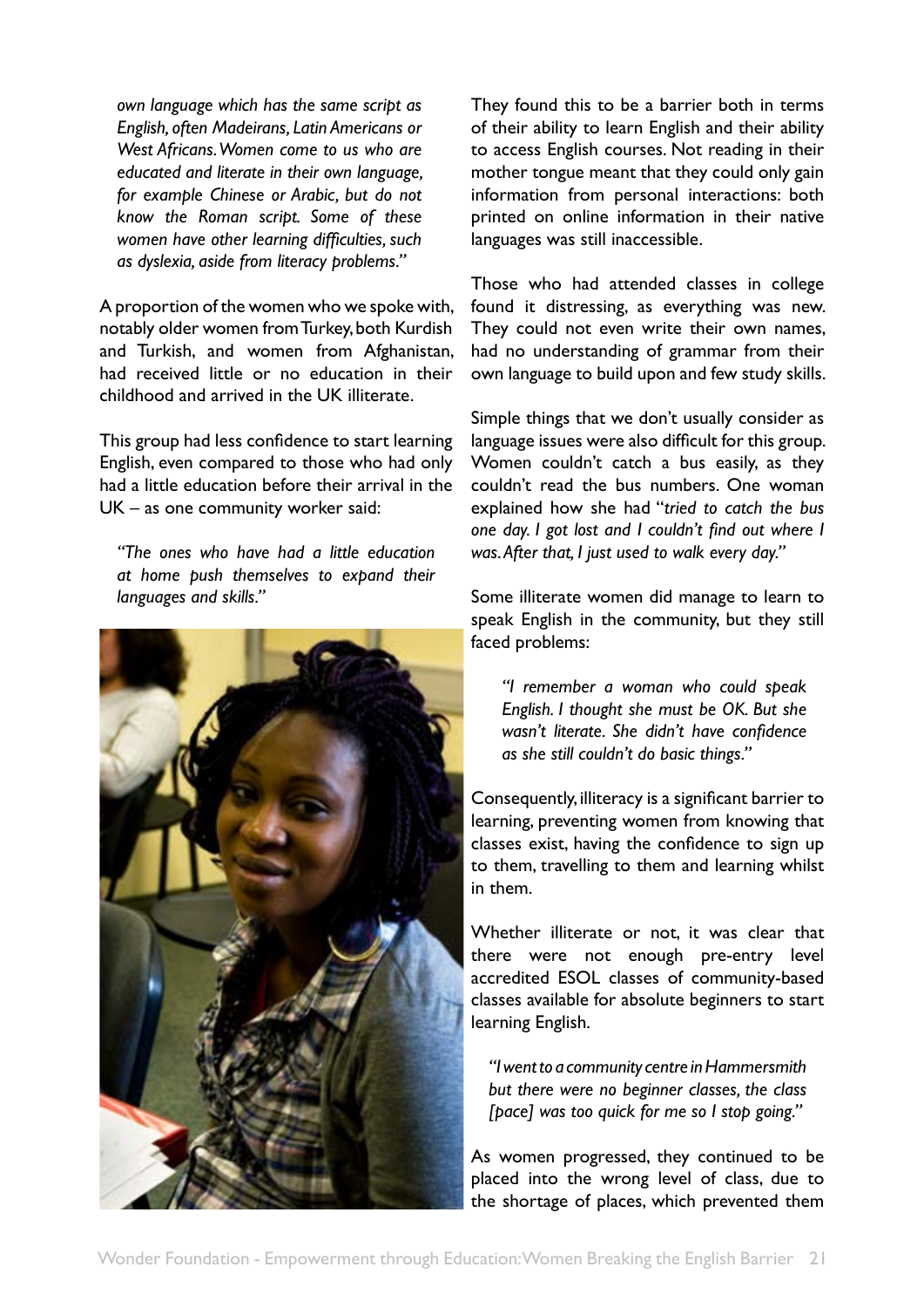*own language which has the same script as English, often Madeirans, Latin Americans or West Africans. Women come to us who are educated and literate in their own language, for example Chinese or Arabic, but do not know the Roman script. Some of these women have other learning difficulties, such as dyslexia, aside from literacy problems."*

A proportion of the women who we spoke with, notably older women from Turkey, both Kurdish and Turkish, and women from Afghanistan, had received little or no education in their childhood and arrived in the UK illiterate.

This group had less confidence to start learning English, even compared to those who had only had a little education before their arrival in the UK – as one community worker said:

> *"The ones who have had a little education at home push themselves to expand their languages and skills."*

They found this to be a barrier both in terms of their ability to learn English and their ability to access English courses. Not reading in their mother tongue meant that they could only gain information from personal interactions: both printed on online information in their native languages was still inaccessible.

Those who had attended classes in college found it distressing, as everything was new. They could not even write their own names, had no understanding of grammar from their own language to build upon and few study skills.

Simple things that we don't usually consider as language issues were also difficult for this group. Women couldn't catch a bus easily, as they couldn't read the bus numbers. One woman explained how she had "*tried to catch the bus one day. I got lost and I couldn't find out where I was. After that, I just used to walk every day."*

Some illiterate women did manage to learn to speak English in the community, but they still faced problems:

> *"I remember a woman who could speak English. I thought she must be OK. But she wasn't literate. She didn't have confidence as she still couldn't do basic things."*

Consequently, illiteracy is a significant barrier to learning, preventing women from knowing that classes exist, having the confidence to sign up to them, travelling to them and learning whilst in them.

Whether illiterate or not, it was clear that there were not enough pre-entry level accredited ESOL classes of community-based classes available for absolute beginners to start learning English.

> *"I went to a community centre in Hammersmith but there were no beginner classes, the class [pace] was too quick for me so I stop going."*

As women progressed, they continued to be placed into the wrong level of class, due to the shortage of places, which prevented them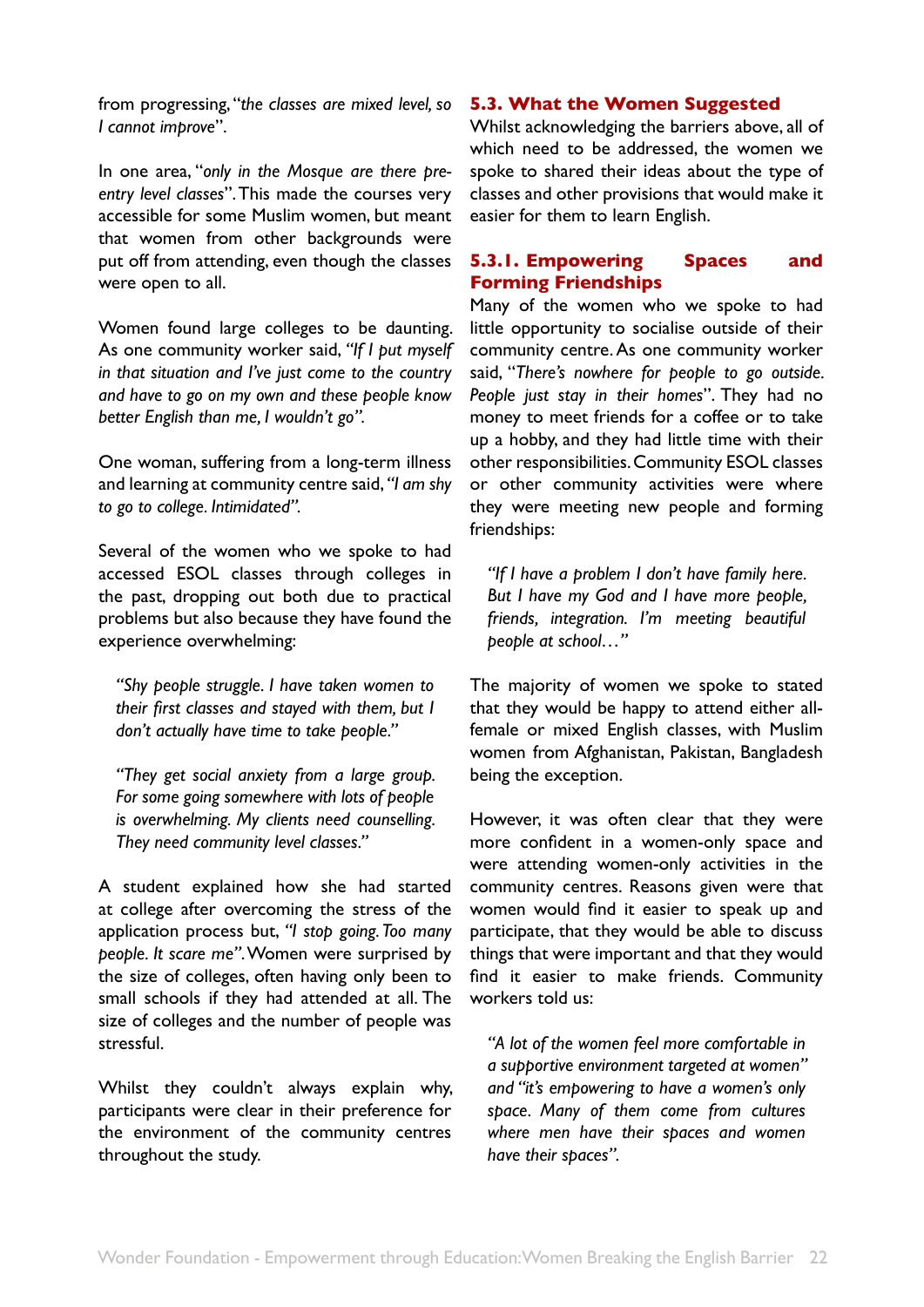from progressing, "*the classes are mixed level, so I cannot improve*".

In one area, "*only in the Mosque are there pre-entry level classes*". This made the courses very accessible for some Muslim women, but meant that women from other backgrounds were put off from attending, even though the classes were open to all.

Women found large colleges to be daunting. As one community worker said, *"If I put myself in that situation and I've just come to the country and have to go on my own and these people know better English than me, I wouldn't go".*

One woman, suffering from a long-term illness and learning at community centre said, *"I am shy to go to college. Intimidated".*

Several of the women who we spoke to had accessed ESOL classes through colleges in the past, dropping out both due to practical problems but also because they have found the experience overwhelming:

> *"Shy people struggle. I have taken women to their first classes and stayed with them, but I don't actually have time to take people."*

> *"They get social anxiety from a large group. For some going somewhere with lots of people is overwhelming. My clients need counselling. They need community level classes."*

A student explained how she had started at college after overcoming the stress of the application process but, *"I stop going. Too many people. It scare me".* Women were surprised by the size of colleges, often having only been to small schools if they had attended at all. The size of colleges and the number of people was stressful.

Whilst they couldn't always explain why, participants were clear in their preference for the environment of the community centres throughout the study.

## 5.3. What the Women Suggested

Whilst acknowledging the barriers above, all of which need to be addressed, the women we spoke to shared their ideas about the type of classes and other provisions that would make it easier for them to learn English.

### 5.3.1. Empowering Spaces and Forming Friendships

Many of the women who we spoke to had little opportunity to socialise outside of their community centre. As one community worker said, "*There's nowhere for people to go outside. People just stay in their homes*". They had no money to meet friends for a coffee or to take up a hobby, and they had little time with their other responsibilities. Community ESOL classes or other community activities were where they were meeting new people and forming friendships:

> *"If I have a problem I don't have family here. But I have my God and I have more people, friends, integration. I'm meeting beautiful people at school…"*

The majority of women we spoke to stated that they would be happy to attend either all-female or mixed English classes, with Muslim women from Afghanistan, Pakistan, Bangladesh being the exception.

However, it was often clear that they were more confident in a women-only space and were attending women-only activities in the community centres. Reasons given were that women would find it easier to speak up and participate, that they would be able to discuss things that were important and that they would find it easier to make friends. Community workers told us:

> *"A lot of the women feel more comfortable in a supportive environment targeted at women" and "it's empowering to have a women's only space. Many of them come from cultures where men have their spaces and women have their spaces".*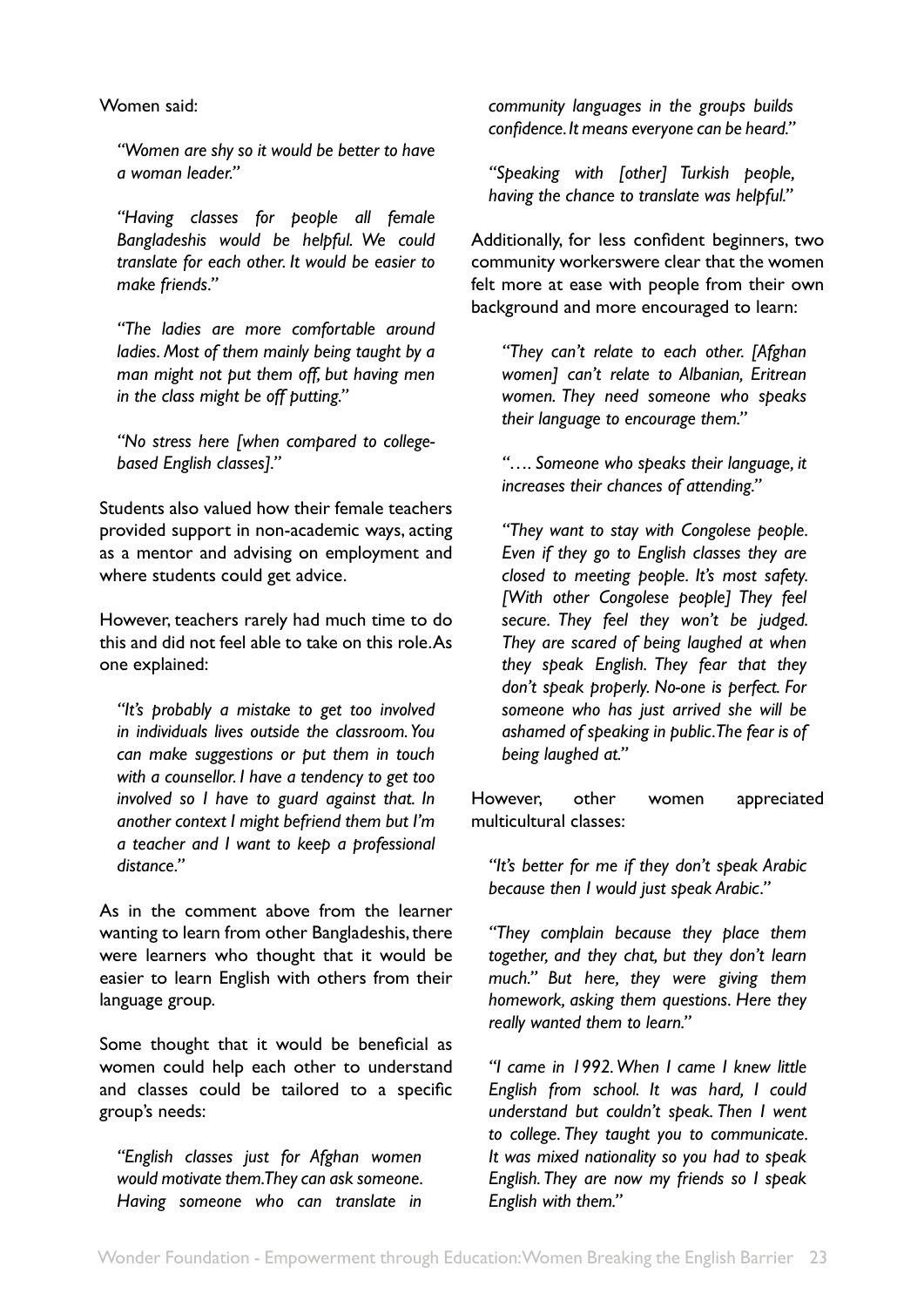Women said:

*"Women are shy so it would be better to have a woman leader."*

*"Having classes for people all female Bangladeshis would be helpful. We could translate for each other. It would be easier to make friends."*

*"The ladies are more comfortable around ladies. Most of them mainly being taught by a man might not put them off, but having men in the class might be off putting."*

*"No stress here [when compared to college-based English classes]."*

Students also valued how their female teachers provided support in non-academic ways, acting as a mentor and advising on employment and where students could get advice.

However, teachers rarely had much time to do this and did not feel able to take on this role. As one explained:

*"It's probably a mistake to get too involved in individuals lives outside the classroom. You can make suggestions or put them in touch with a counsellor. I have a tendency to get too involved so I have to guard against that. In another context I might befriend them but I'm a teacher and I want to keep a professional distance."*

As in the comment above from the learner wanting to learn from other Bangladeshis, there were learners who thought that it would be easier to learn English with others from their language group.

Some thought that it would be beneficial as women could help each other to understand and classes could be tailored to a specific group's needs:

*"English classes just for Afghan women would motivate them. They can ask someone. Having someone who can translate in community languages in the groups builds confidence. It means everyone can be heard."*

*"Speaking with [other] Turkish people, having the chance to translate was helpful."*

Additionally, for less confident beginners, two community workerswere clear that the women felt more at ease with people from their own background and more encouraged to learn:

*"They can't relate to each other. [Afghan women] can't relate to Albanian, Eritrean women. They need someone who speaks their language to encourage them."*

*"…. Someone who speaks their language, it increases their chances of attending."*

*"They want to stay with Congolese people. Even if they go to English classes they are closed to meeting people. It's most safety. [With other Congolese people] They feel secure. They feel they won't be judged. They are scared of being laughed at when they speak English. They fear that they don't speak properly. No-one is perfect. For someone who has just arrived she will be ashamed of speaking in public. The fear is of being laughed at."*

However, other women appreciated multicultural classes:

*"It's better for me if they don't speak Arabic because then I would just speak Arabic."*

*"They complain because they place them together, and they chat, but they don't learn much." But here, they were giving them homework, asking them questions. Here they really wanted them to learn."*

*"I came in 1992. When I came I knew little English from school. It was hard, I could understand but couldn't speak. Then I went to college. They taught you to communicate. It was mixed nationality so you had to speak English. They are now my friends so I speak English with them."*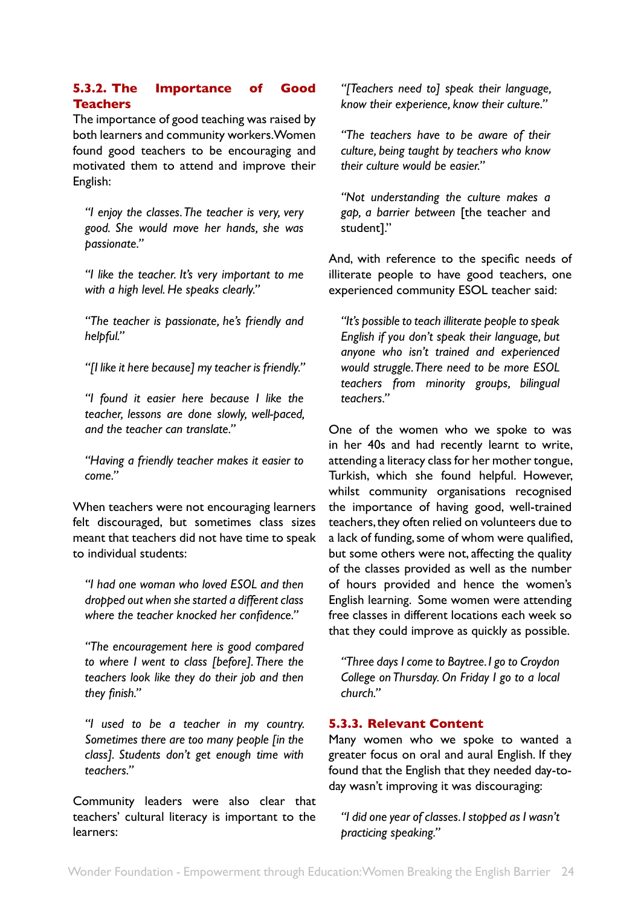### 5.3.2. The Importance of Good Teachers

The importance of good teaching was raised by both learners and community workers. Women found good teachers to be encouraging and motivated them to attend and improve their English:

> *"I enjoy the classes. The teacher is very, very good. She would move her hands, she was passionate."*

> *"I like the teacher. It's very important to me with a high level. He speaks clearly."*

> *"The teacher is passionate, he's friendly and helpful."*

> *"[I like it here because] my teacher is friendly."*

> *"I found it easier here because I like the teacher, lessons are done slowly, well-paced, and the teacher can translate."*

> *"Having a friendly teacher makes it easier to come."*

When teachers were not encouraging learners felt discouraged, but sometimes class sizes meant that teachers did not have time to speak to individual students:

> *"I had one woman who loved ESOL and then dropped out when she started a different class where the teacher knocked her confidence."*

> *"The encouragement here is good compared to where I went to class [before]. There the teachers look like they do their job and then they finish."*

> *"I used to be a teacher in my country. Sometimes there are too many people [in the class]. Students don't get enough time with teachers."*

Community leaders were also clear that teachers' cultural literacy is important to the learners:

> *"[Teachers need to] speak their language, know their experience, know their culture."*

> *"The teachers have to be aware of their culture, being taught by teachers who know their culture would be easier."*

> *"Not understanding the culture makes a gap, a barrier between* [the teacher and student]."

And, with reference to the specific needs of illiterate people to have good teachers, one experienced community ESOL teacher said:

> *"It's possible to teach illiterate people to speak English if you don't speak their language, but anyone who isn't trained and experienced would struggle. There need to be more ESOL teachers from minority groups, bilingual teachers."*

One of the women who we spoke to was in her 40s and had recently learnt to write, attending a literacy class for her mother tongue, Turkish, which she found helpful. However, whilst community organisations recognised the importance of having good, well-trained teachers, they often relied on volunteers due to a lack of funding, some of whom were qualified, but some others were not, affecting the quality of the classes provided as well as the number of hours provided and hence the women's English learning. Some women were attending free classes in different locations each week so that they could improve as quickly as possible.

> *"Three days I come to Baytree. I go to Croydon College on Thursday. On Friday I go to a local church."*

### 5.3.3. Relevant Content

Many women who we spoke to wanted a greater focus on oral and aural English. If they found that the English that they needed day-to-day wasn't improving it was discouraging:

> *"I did one year of classes. I stopped as I wasn't practicing speaking."*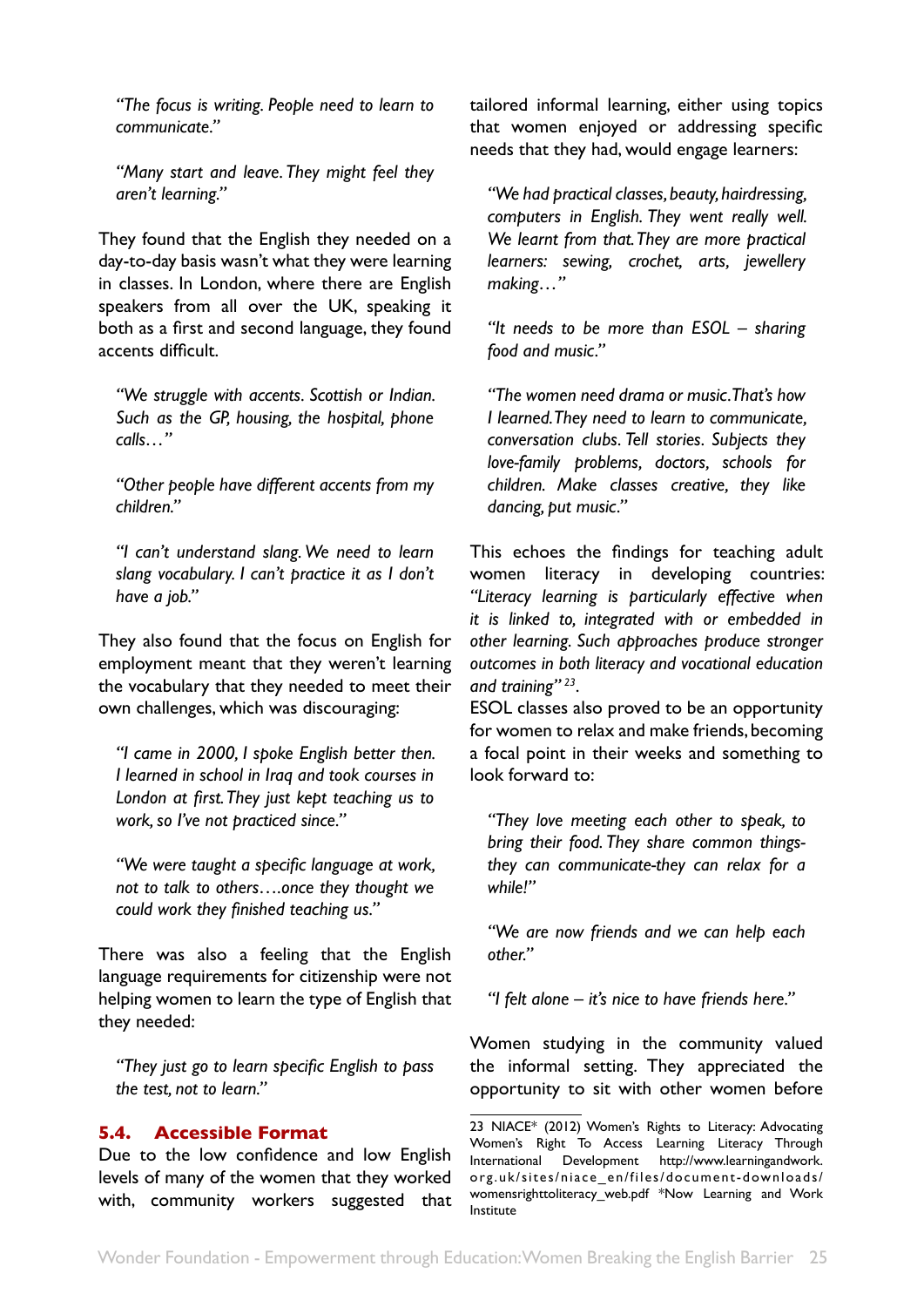*"The focus is writing. People need to learn to communicate."*

*"Many start and leave. They might feel they aren't learning."*

They found that the English they needed on a day-to-day basis wasn't what they were learning in classes. In London, where there are English speakers from all over the UK, speaking it both as a first and second language, they found accents difficult.

*"We struggle with accents. Scottish or Indian. Such as the GP, housing, the hospital, phone calls…"*

*"Other people have different accents from my children."*

*"I can't understand slang. We need to learn slang vocabulary. I can't practice it as I don't have a job."*

They also found that the focus on English for employment meant that they weren't learning the vocabulary that they needed to meet their own challenges, which was discouraging:

*"I came in 2000, I spoke English better then. I learned in school in Iraq and took courses in London at first. They just kept teaching us to work, so I've not practiced since."*

*"We were taught a specific language at work, not to talk to others….once they thought we could work they finished teaching us."*

There was also a feeling that the English language requirements for citizenship were not helping women to learn the type of English that they needed:

*"They just go to learn specific English to pass the test, not to learn."*

## 5.4. Accessible Format

Due to the low confidence and low English levels of many of the women that they worked with, community workers suggested that tailored informal learning, either using topics that women enjoyed or addressing specific needs that they had, would engage learners:

*"We had practical classes, beauty, hairdressing, computers in English. They went really well. We learnt from that. They are more practical learners: sewing, crochet, arts, jewellery making…"*

*"It needs to be more than ESOL – sharing food and music."*

*"The women need drama or music. That's how I learned. They need to learn to communicate, conversation clubs. Tell stories. Subjects they love-family problems, doctors, schools for children. Make classes creative, they like dancing, put music."*

This echoes the findings for teaching adult women literacy in developing countries: *"Literacy learning is particularly effective when it is linked to, integrated with or embedded in other learning. Such approaches produce stronger outcomes in both literacy and vocational education and training"*[23].

ESOL classes also proved to be an opportunity for women to relax and make friends, becoming a focal point in their weeks and something to look forward to:

*"They love meeting each other to speak, to bring their food. They share common things-they can communicate-they can relax for a while!"*

*"We are now friends and we can help each other."*

*"I felt alone – it's nice to have friends here."*

Women studying in the community valued the informal setting. They appreciated the opportunity to sit with other women before

23 NIACE* (2012) Women's Rights to Literacy: Advocating Women's Right To Access Learning Literacy Through International Development http://www.learningandwork.org.uk/sites/niace_en/files/document-downloads/womensrighttoliteracy_web.pdf *Now Learning and Work Institute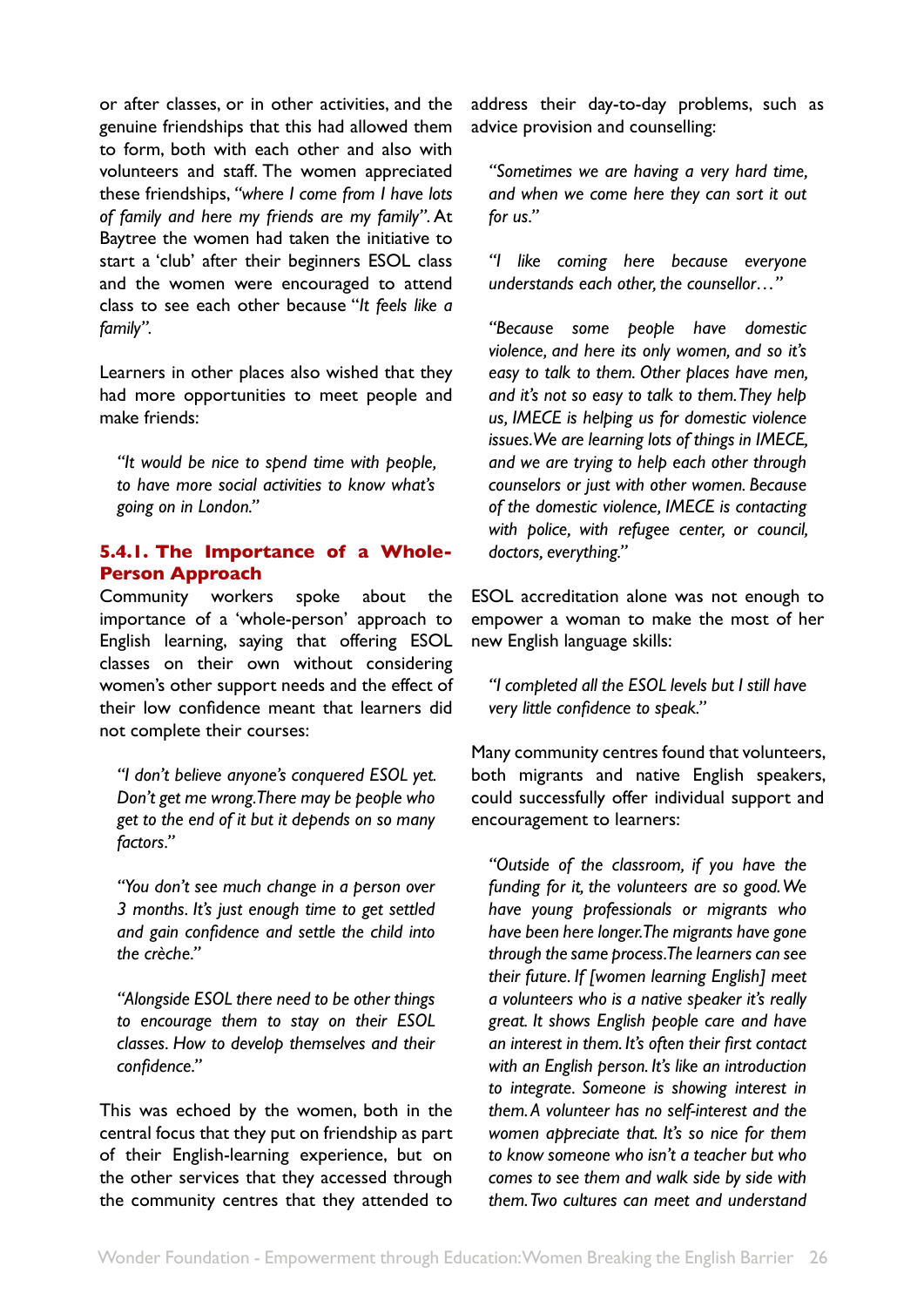or after classes, or in other activities, and the genuine friendships that this had allowed them to form, both with each other and also with volunteers and staff. The women appreciated these friendships, *"where I come from I have lots of family and here my friends are my family"*. At Baytree the women had taken the initiative to start a 'club' after their beginners ESOL class and the women were encouraged to attend class to see each other because "*It feels like a family"*.

Learners in other places also wished that they had more opportunities to meet people and make friends:

> *"It would be nice to spend time with people, to have more social activities to know what's going on in London."*

### 5.4.1. The Importance of a Whole-Person Approach

Community workers spoke about the importance of a 'whole-person' approach to English learning, saying that offering ESOL classes on their own without considering women's other support needs and the effect of their low confidence meant that learners did not complete their courses:

> *"I don't believe anyone's conquered ESOL yet. Don't get me wrong. There may be people who get to the end of it but it depends on so many factors."*

> *"You don't see much change in a person over 3 months. It's just enough time to get settled and gain confidence and settle the child into the crèche."*

> *"Alongside ESOL there need to be other things to encourage them to stay on their ESOL classes. How to develop themselves and their confidence."*

This was echoed by the women, both in the central focus that they put on friendship as part of their English-learning experience, but on the other services that they accessed through the community centres that they attended to address their day-to-day problems, such as advice provision and counselling:

> *"Sometimes we are having a very hard time, and when we come here they can sort it out for us."*

> *"I like coming here because everyone understands each other, the counsellor…"*

> *"Because some people have domestic violence, and here its only women, and so it's easy to talk to them. Other places have men, and it's not so easy to talk to them. They help us, IMECE is helping us for domestic violence issues. We are learning lots of things in IMECE, and we are trying to help each other through counselors or just with other women. Because of the domestic violence, IMECE is contacting with police, with refugee center, or council, doctors, everything."*

ESOL accreditation alone was not enough to empower a woman to make the most of her new English language skills:

> *"I completed all the ESOL levels but I still have very little confidence to speak."*

Many community centres found that volunteers, both migrants and native English speakers, could successfully offer individual support and encouragement to learners:

> *"Outside of the classroom, if you have the funding for it, the volunteers are so good. We have young professionals or migrants who have been here longer. The migrants have gone through the same process. The learners can see their future. If [women learning English] meet a volunteers who is a native speaker it's really great. It shows English people care and have an interest in them. It's often their first contact with an English person. It's like an introduction to integrate. Someone is showing interest in them. A volunteer has no self-interest and the women appreciate that. It's so nice for them to know someone who isn't a teacher but who comes to see them and walk side by side with them. Two cultures can meet and understand*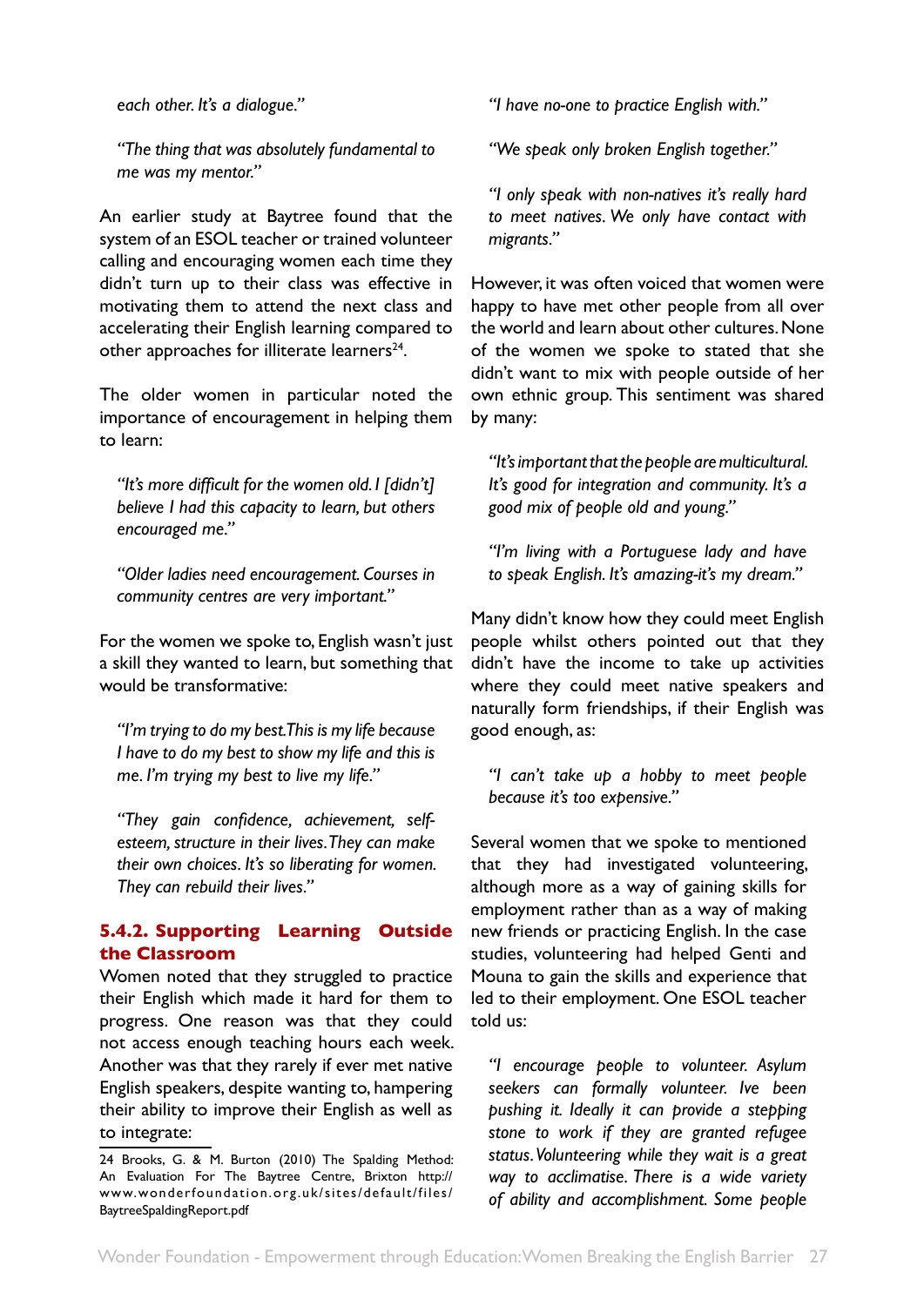*each other. It's a dialogue."*

*"The thing that was absolutely fundamental to me was my mentor."*

An earlier study at Baytree found that the system of an ESOL teacher or trained volunteer calling and encouraging women each time they didn't turn up to their class was effective in motivating them to attend the next class and accelerating their English learning compared to other approaches for illiterate learners[24].

The older women in particular noted the importance of encouragement in helping them to learn:

*"It's more difficult for the women old. I [didn't] believe I had this capacity to learn, but others encouraged me."*

*"Older ladies need encouragement. Courses in community centres are very important."*

For the women we spoke to, English wasn't just a skill they wanted to learn, but something that would be transformative:

*"I'm trying to do my best. This is my life because I have to do my best to show my life and this is me. I'm trying my best to live my life."*

*"They gain confidence, achievement, self-esteem, structure in their lives. They can make their own choices. It's so liberating for women. They can rebuild their lives."*

### 5.4.2. Supporting Learning Outside the Classroom

Women noted that they struggled to practice their English which made it hard for them to progress. One reason was that they could not access enough teaching hours each week. Another was that they rarely if ever met native English speakers, despite wanting to, hampering their ability to improve their English as well as to integrate:

*"I have no-one to practice English with."*

*"We speak only broken English together."*

*"I only speak with non-natives it's really hard to meet natives. We only have contact with migrants."*

However, it was often voiced that women were happy to have met other people from all over the world and learn about other cultures. None of the women we spoke to stated that she didn't want to mix with people outside of her own ethnic group. This sentiment was shared by many:

*"It's important that the people are multicultural. It's good for integration and community. It's a good mix of people old and young."*

*"I'm living with a Portuguese lady and have to speak English. It's amazing-it's my dream."*

Many didn't know how they could meet English people whilst others pointed out that they didn't have the income to take up activities where they could meet native speakers and naturally form friendships, if their English was good enough, as:

*"I can't take up a hobby to meet people because it's too expensive."*

Several women that we spoke to mentioned that they had investigated volunteering, although more as a way of gaining skills for employment rather than as a way of making new friends or practicing English. In the case studies, volunteering had helped Genti and Mouna to gain the skills and experience that led to their employment. One ESOL teacher told us:

*"I encourage people to volunteer. Asylum seekers can formally volunteer. Ive been pushing it. Ideally it can provide a stepping stone to work if they are granted refugee status. Volunteering while they wait is a great way to acclimatise. There is a wide variety of ability and accomplishment. Some people*

24 Brooks, G. & M. Burton (2010) The Spalding Method: An Evaluation For The Baytree Centre, Brixton http://www.wonderfoundation.org.uk/sites/default/files/BaytreeSpaldingReport.pdf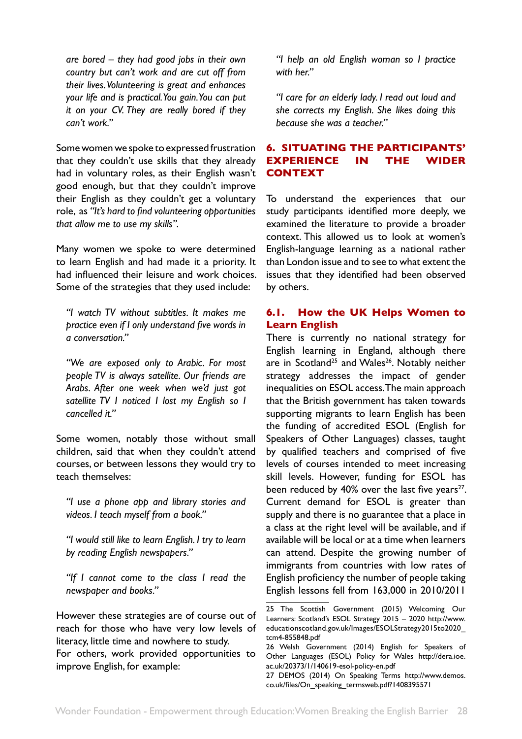*are bored – they had good jobs in their own country but can't work and are cut off from their lives. Volunteering is great and enhances your life and is practical. You gain. You can put it on your CV. They are really bored if they can't work."*

Some women we spoke to expressed frustration that they couldn't use skills that they already had in voluntary roles, as their English wasn't good enough, but that they couldn't improve their English as they couldn't get a voluntary role, as *"It's hard to find volunteering opportunities that allow me to use my skills"*.

Many women we spoke to were determined to learn English and had made it a priority. It had influenced their leisure and work choices. Some of the strategies that they used include:

> *"I watch TV without subtitles. It makes me practice even if I only understand five words in a conversation."*

> *"We are exposed only to Arabic. For most people TV is always satellite. Our friends are Arabs. After one week when we'd just got satellite TV I noticed I lost my English so I cancelled it."*

Some women, notably those without small children, said that when they couldn't attend courses, or between lessons they would try to teach themselves:

> *"I use a phone app and library stories and videos. I teach myself from a book."*

> *"I would still like to learn English. I try to learn by reading English newspapers."*

> *"If I cannot come to the class I read the newspaper and books."*

However these strategies are of course out of reach for those who have very low levels of literacy, little time and nowhere to study.
For others, work provided opportunities to improve English, for example:

> *"I help an old English woman so I practice with her."*

> *"I care for an elderly lady. I read out loud and she corrects my English. She likes doing this because she was a teacher."*

## 6. SITUATING THE PARTICIPANTS' EXPERIENCE IN THE WIDER CONTEXT

To understand the experiences that our study participants identified more deeply, we examined the literature to provide a broader context. This allowed us to look at women's English-language learning as a national rather than London issue and to see to what extent the issues that they identified had been observed by others.

### 6.1. How the UK Helps Women to Learn English

There is currently no national strategy for English learning in England, although there are in Scotland[25] and Wales[26]. Notably neither strategy addresses the impact of gender inequalities on ESOL access. The main approach that the British government has taken towards supporting migrants to learn English has been the funding of accredited ESOL (English for Speakers of Other Languages) classes, taught by qualified teachers and comprised of five levels of courses intended to meet increasing skill levels. However, funding for ESOL has been reduced by 40% over the last five years[27]. Current demand for ESOL is greater than supply and there is no guarantee that a place in a class at the right level will be available, and if available will be local or at a time when learners can attend. Despite the growing number of immigrants from countries with low rates of English proficiency the number of people taking English lessons fell from 163,000 in 2010/2011

---

25 The Scottish Government (2015) Welcoming Our Learners: Scotland's ESOL Strategy 2015 – 2020 http://www.educationscotland.gov.uk/Images/ESOLStrategy2015to2020_tcm4-855848.pdf

26 Welsh Government (2014) English for Speakers of Other Languages (ESOL) Policy for Wales http://dera.ioe.ac.uk/20373/1/140619-esol-policy-en.pdf

27 DEMOS (2014) On Speaking Terms http://www.demos.co.uk/files/On_speaking_termsweb.pdf?1408395571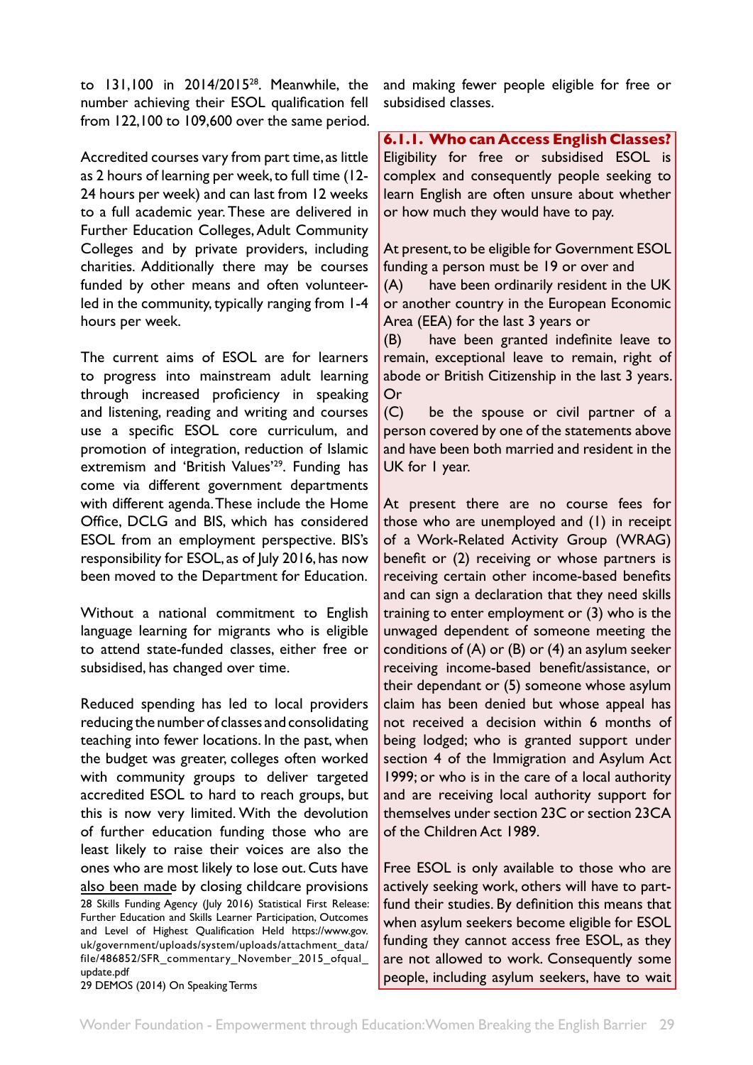to 131,100 in 2014/2015[28]. Meanwhile, the number achieving their ESOL qualification fell from 122,100 to 109,600 over the same period.

Accredited courses vary from part time, as little as 2 hours of learning per week, to full time (12-24 hours per week) and can last from 12 weeks to a full academic year. These are delivered in Further Education Colleges, Adult Community Colleges and by private providers, including charities. Additionally there may be courses funded by other means and often volunteer-led in the community, typically ranging from 1-4 hours per week.

The current aims of ESOL are for learners to progress into mainstream adult learning through increased proficiency in speaking and listening, reading and writing and courses use a specific ESOL core curriculum, and promotion of integration, reduction of Islamic extremism and 'British Values'[29]. Funding has come via different government departments with different agenda. These include the Home Office, DCLG and BIS, which has considered ESOL from an employment perspective. BIS's responsibility for ESOL, as of July 2016, has now been moved to the Department for Education.

Without a national commitment to English language learning for migrants who is eligible to attend state-funded classes, either free or subsidised, has changed over time.

Reduced spending has led to local providers reducing the number of classes and consolidating teaching into fewer locations. In the past, when the budget was greater, colleges often worked with community groups to deliver targeted accredited ESOL to hard to reach groups, but this is now very limited. With the devolution of further education funding those who are least likely to raise their voices are also the ones who are most likely to lose out. Cuts have also been made by closing childcare provisions and making fewer people eligible for free or subsidised classes.

28 Skills Funding Agency (July 2016) Statistical First Release: Further Education and Skills Learner Participation, Outcomes and Level of Highest Qualification Held https://www.gov.uk/government/uploads/system/uploads/attachment_data/file/486852/SFR_commentary_November_2015_ofqual_update.pdf

29 DEMOS (2014) On Speaking Terms

### 6.1.1. Who can Access English Classes?

Eligibility for free or subsidised ESOL is complex and consequently people seeking to learn English are often unsure about whether or how much they would have to pay.

At present, to be eligible for Government ESOL funding a person must be 19 or over and

(A) have been ordinarily resident in the UK or another country in the European Economic Area (EEA) for the last 3 years or

(B) have been granted indefinite leave to remain, exceptional leave to remain, right of abode or British Citizenship in the last 3 years. Or

(C) be the spouse or civil partner of a person covered by one of the statements above and have been both married and resident in the UK for 1 year.

At present there are no course fees for those who are unemployed and (1) in receipt of a Work-Related Activity Group (WRAG) benefit or (2) receiving or whose partners is receiving certain other income-based benefits and can sign a declaration that they need skills training to enter employment or (3) who is the unwaged dependent of someone meeting the conditions of (A) or (B) or (4) an asylum seeker receiving income-based benefit/assistance, or their dependant or (5) someone whose asylum claim has been denied but whose appeal has not received a decision within 6 months of being lodged; who is granted support under section 4 of the Immigration and Asylum Act 1999; or who is in the care of a local authority and are receiving local authority support for themselves under section 23C or section 23CA of the Children Act 1989.

Free ESOL is only available to those who are actively seeking work, others will have to part-fund their studies. By definition this means that when asylum seekers become eligible for ESOL funding they cannot access free ESOL, as they are not allowed to work. Consequently some people, including asylum seekers, have to wait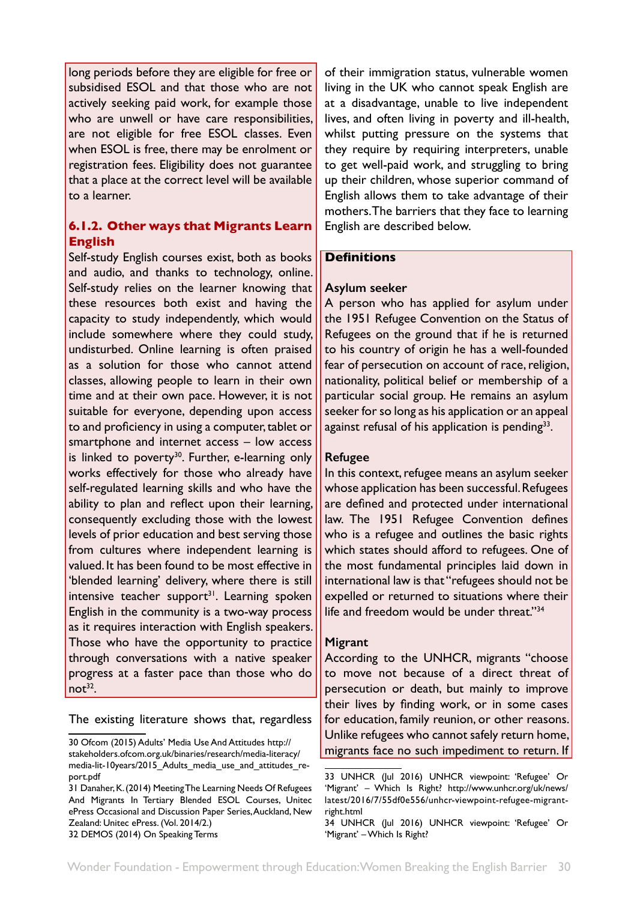long periods before they are eligible for free or subsidised ESOL and that those who are not actively seeking paid work, for example those who are unwell or have care responsibilities, are not eligible for free ESOL classes. Even when ESOL is free, there may be enrolment or registration fees. Eligibility does not guarantee that a place at the correct level will be available to a learner.

### 6.1.2. Other ways that Migrants Learn English

Self-study English courses exist, both as books and audio, and thanks to technology, online. Self-study relies on the learner knowing that these resources both exist and having the capacity to study independently, which would include somewhere where they could study, undisturbed. Online learning is often praised as a solution for those who cannot attend classes, allowing people to learn in their own time and at their own pace. However, it is not suitable for everyone, depending upon access to and proficiency in using a computer, tablet or smartphone and internet access – low access is linked to poverty[30]. Further, e-learning only works effectively for those who already have self-regulated learning skills and who have the ability to plan and reflect upon their learning, consequently excluding those with the lowest levels of prior education and best serving those from cultures where independent learning is valued. It has been found to be most effective in 'blended learning' delivery, where there is still intensive teacher support[31]. Learning spoken English in the community is a two-way process as it requires interaction with English speakers. Those who have the opportunity to practice through conversations with a native speaker progress at a faster pace than those who do not[32].

The existing literature shows that, regardless of their immigration status, vulnerable women living in the UK who cannot speak English are at a disadvantage, unable to live independent lives, and often living in poverty and ill-health, whilst putting pressure on the systems that they require by requiring interpreters, unable to get well-paid work, and struggling to bring up their children, whose superior command of English allows them to take advantage of their mothers. The barriers that they face to learning English are described below.

**Definitions**

**Asylum seeker**
A person who has applied for asylum under the 1951 Refugee Convention on the Status of Refugees on the ground that if he is returned to his country of origin he has a well-founded fear of persecution on account of race, religion, nationality, political belief or membership of a particular social group. He remains an asylum seeker for so long as his application or an appeal against refusal of his application is pending[33].

**Refugee**
In this context, refugee means an asylum seeker whose application has been successful. Refugees are defined and protected under international law. The 1951 Refugee Convention defines who is a refugee and outlines the basic rights which states should afford to refugees. One of the most fundamental principles laid down in international law is that "refugees should not be expelled or returned to situations where their life and freedom would be under threat."[34]

**Migrant**
According to the UNHCR, migrants "choose to move not because of a direct threat of persecution or death, but mainly to improve their lives by finding work, or in some cases for education, family reunion, or other reasons. Unlike refugees who cannot safely return home, migrants face no such impediment to return. If

---

30 Ofcom (2015) Adults' Media Use And Attitudes http://stakeholders.ofcom.org.uk/binaries/research/media-literacy/media-lit-10years/2015_Adults_media_use_and_attitudes_report.pdf

31 Danaher, K. (2014) Meeting The Learning Needs Of Refugees And Migrants In Tertiary Blended ESOL Courses, Unitec ePress Occasional and Discussion Paper Series, Auckland, New Zealand: Unitec ePress. (Vol. 2014/2.)

32 DEMOS (2014) On Speaking Terms

33 UNHCR (Jul 2016) UNHCR viewpoint: 'Refugee' Or 'Migrant' – Which Is Right? http://www.unhcr.org/uk/news/latest/2016/7/55df0e556/unhcr-viewpoint-refugee-migrant-right.html

34 UNHCR (Jul 2016) UNHCR viewpoint: 'Refugee' Or 'Migrant' – Which Is Right?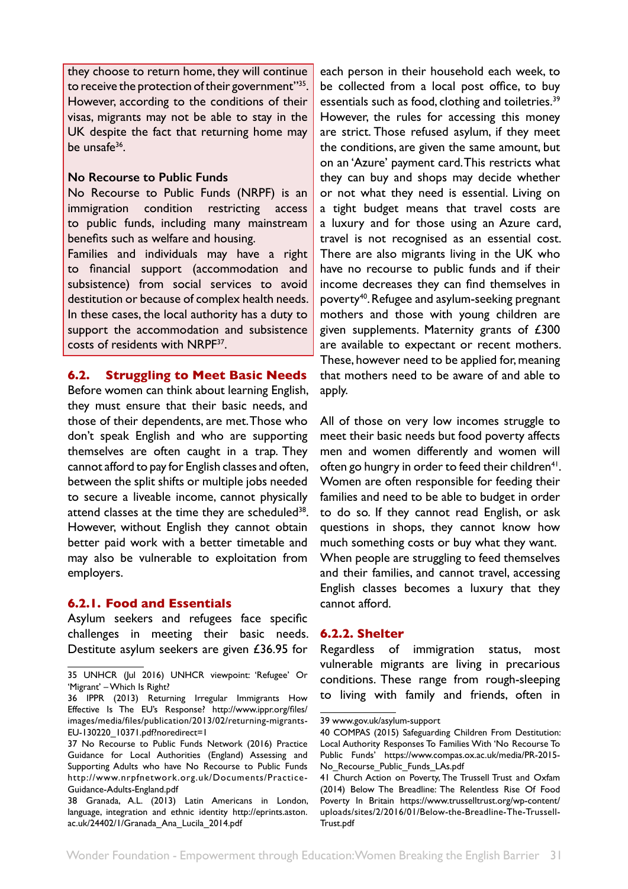they choose to return home, they will continue to receive the protection of their government"[35]. However, according to the conditions of their visas, migrants may not be able to stay in the UK despite the fact that returning home may be unsafe[36].

**No Recourse to Public Funds**

No Recourse to Public Funds (NRPF) is an immigration condition restricting access to public funds, including many mainstream benefits such as welfare and housing.

Families and individuals may have a right to financial support (accommodation and subsistence) from social services to avoid destitution or because of complex health needs. In these cases, the local authority has a duty to support the accommodation and subsistence costs of residents with NRPF[37].

### 6.2. Struggling to Meet Basic Needs

Before women can think about learning English, they must ensure that their basic needs, and those of their dependents, are met. Those who don't speak English and who are supporting themselves are often caught in a trap. They cannot afford to pay for English classes and often, between the split shifts or multiple jobs needed to secure a liveable income, cannot physically attend classes at the time they are scheduled[38]. However, without English they cannot obtain better paid work with a better timetable and may also be vulnerable to exploitation from employers.

#### 6.2.1. Food and Essentials

Asylum seekers and refugees face specific challenges in meeting their basic needs. Destitute asylum seekers are given £36.95 for each person in their household each week, to be collected from a local post office, to buy essentials such as food, clothing and toiletries.[39] However, the rules for accessing this money are strict. Those refused asylum, if they meet the conditions, are given the same amount, but on an 'Azure' payment card. This restricts what they can buy and shops may decide whether or not what they need is essential. Living on a tight budget means that travel costs are a luxury and for those using an Azure card, travel is not recognised as an essential cost. There are also migrants living in the UK who have no recourse to public funds and if their income decreases they can find themselves in poverty[40]. Refugee and asylum-seeking pregnant mothers and those with young children are given supplements. Maternity grants of £300 are available to expectant or recent mothers. These, however need to be applied for, meaning that mothers need to be aware of and able to apply.

All of those on very low incomes struggle to meet their basic needs but food poverty affects men and women differently and women will often go hungry in order to feed their children[41]. Women are often responsible for feeding their families and need to be able to budget in order to do so. If they cannot read English, or ask questions in shops, they cannot know how much something costs or buy what they want. When people are struggling to feed themselves and their families, and cannot travel, accessing English classes becomes a luxury that they cannot afford.

#### 6.2.2. Shelter

Regardless of immigration status, most vulnerable migrants are living in precarious conditions. These range from rough-sleeping to living with family and friends, often in

---

35 UNHCR (Jul 2016) UNHCR viewpoint: 'Refugee' Or 'Migrant' – Which Is Right?

36 IPPR (2013) Returning Irregular Immigrants How Effective Is The EU's Response? http://www.ippr.org/files/images/media/files/publication/2013/02/returning-migrants-EU-130220_10371.pdf?noredirect=1

37 No Recourse to Public Funds Network (2016) Practice Guidance for Local Authorities (England) Assessing and Supporting Adults who have No Recourse to Public Funds http://www.nrpfnetwork.org.uk/Documents/Practice-Guidance-Adults-England.pdf

38 Granada, A.L. (2013) Latin Americans in London, language, integration and ethnic identity http://eprints.aston.ac.uk/24402/1/Granada_Ana_Lucila_2014.pdf

39 www.gov.uk/asylum-support

40 COMPAS (2015) Safeguarding Children From Destitution: Local Authority Responses To Families With 'No Recourse To Public Funds' https://www.compas.ox.ac.uk/media/PR-2015-No_Recourse_Public_Funds_LAs.pdf

41 Church Action on Poverty, The Trussell Trust and Oxfam (2014) Below The Breadline: The Relentless Rise Of Food Poverty In Britain https://www.trusselltrust.org/wp-content/uploads/sites/2/2016/01/Below-the-Breadline-The-Trussell-Trust.pdf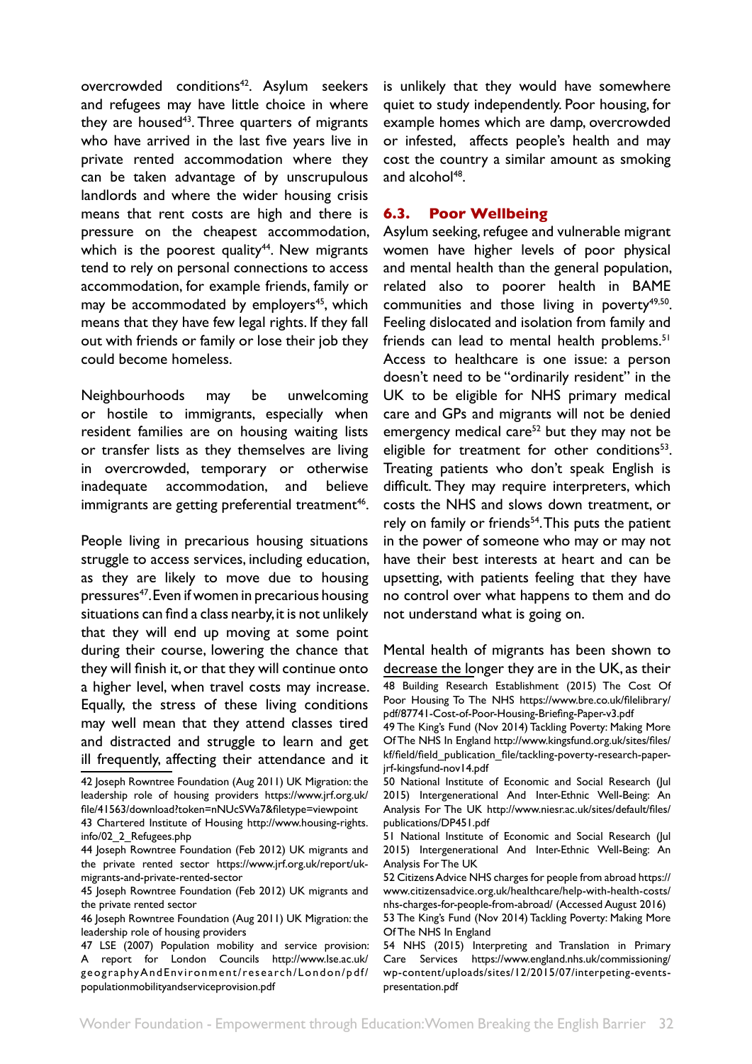overcrowded conditions[42]. Asylum seekers and refugees may have little choice in where they are housed[43]. Three quarters of migrants who have arrived in the last five years live in private rented accommodation where they can be taken advantage of by unscrupulous landlords and where the wider housing crisis means that rent costs are high and there is pressure on the cheapest accommodation, which is the poorest quality[44]. New migrants tend to rely on personal connections to access accommodation, for example friends, family or may be accommodated by employers[45], which means that they have few legal rights. If they fall out with friends or family or lose their job they could become homeless.

Neighbourhoods may be unwelcoming or hostile to immigrants, especially when resident families are on housing waiting lists or transfer lists as they themselves are living in overcrowded, temporary or otherwise inadequate accommodation, and believe immigrants are getting preferential treatment[46].

People living in precarious housing situations struggle to access services, including education, as they are likely to move due to housing pressures[47]. Even if women in precarious housing situations can find a class nearby, it is not unlikely that they will end up moving at some point during their course, lowering the chance that they will finish it, or that they will continue onto a higher level, when travel costs may increase. Equally, the stress of these living conditions may well mean that they attend classes tired and distracted and struggle to learn and get ill frequently, affecting their attendance and it is unlikely that they would have somewhere quiet to study independently. Poor housing, for example homes which are damp, overcrowded or infested, affects people's health and may cost the country a similar amount as smoking and alcohol[48].

## 6.3. Poor Wellbeing

Asylum seeking, refugee and vulnerable migrant women have higher levels of poor physical and mental health than the general population, related also to poorer health in BAME communities and those living in poverty[49,50]. Feeling dislocated and isolation from family and friends can lead to mental health problems.[51] Access to healthcare is one issue: a person doesn't need to be "ordinarily resident" in the UK to be eligible for NHS primary medical care and GPs and migrants will not be denied emergency medical care[52] but they may not be eligible for treatment for other conditions[53]. Treating patients who don't speak English is difficult. They may require interpreters, which costs the NHS and slows down treatment, or rely on family or friends[54]. This puts the patient in the power of someone who may or may not have their best interests at heart and can be upsetting, with patients feeling that they have no control over what happens to them and do not understand what is going on.

Mental health of migrants has been shown to decrease the longer they are in the UK, as their

---

42 Joseph Rowntree Foundation (Aug 2011) UK Migration: the leadership role of housing providers https://www.jrf.org.uk/file/41563/download?token=nNUcSWa7&filetype=viewpoint

43 Chartered Institute of Housing http://www.housing-rights.info/02_2_Refugees.php

44 Joseph Rowntree Foundation (Feb 2012) UK migrants and the private rented sector https://www.jrf.org.uk/report/uk-migrants-and-private-rented-sector

45 Joseph Rowntree Foundation (Feb 2012) UK migrants and the private rented sector

46 Joseph Rowntree Foundation (Aug 2011) UK Migration: the leadership role of housing providers

47 LSE (2007) Population mobility and service provision: A report for London Councils http://www.lse.ac.uk/geographyAndEnvironment/research/London/pdf/populationmobilityandserviceprovision.pdf

48 Building Research Establishment (2015) The Cost Of Poor Housing To The NHS https://www.bre.co.uk/filelibrary/pdf/87741-Cost-of-Poor-Housing-Briefing-Paper-v3.pdf

49 The King's Fund (Nov 2014) Tackling Poverty: Making More Of The NHS In England http://www.kingsfund.org.uk/sites/files/kf/field/field_publication_file/tackling-poverty-research-paper-jrf-kingsfund-nov14.pdf

50 National Institute of Economic and Social Research (Jul 2015) Intergenerational And Inter-Ethnic Well-Being: An Analysis For The UK http://www.niesr.ac.uk/sites/default/files/publications/DP451.pdf

51 National Institute of Economic and Social Research (Jul 2015) Intergenerational And Inter-Ethnic Well-Being: An Analysis For The UK

52 Citizens Advice NHS charges for people from abroad https://www.citizensadvice.org.uk/healthcare/help-with-health-costs/nhs-charges-for-people-from-abroad/ (Accessed August 2016)

53 The King's Fund (Nov 2014) Tackling Poverty: Making More Of The NHS In England

54 NHS (2015) Interpreting and Translation in Primary Care Services https://www.england.nhs.uk/commissioning/wp-content/uploads/sites/12/2015/07/interpeting-events-presentation.pdf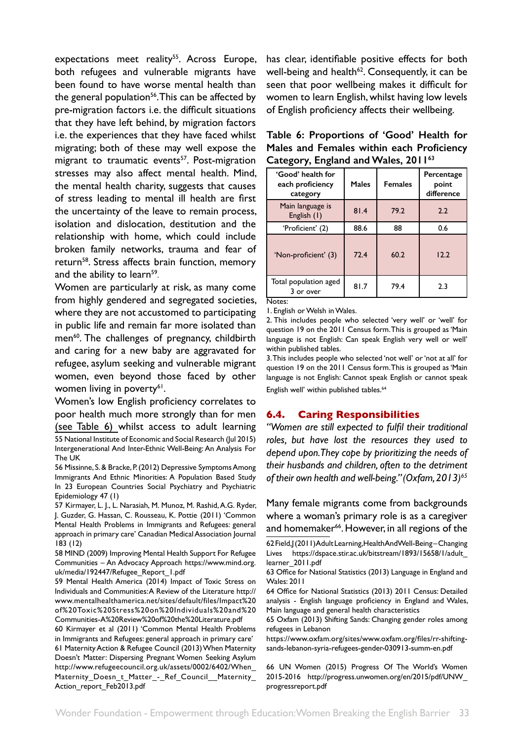expectations meet reality[55]. Across Europe, both refugees and vulnerable migrants have been found to have worse mental health than the general population[56]. This can be affected by pre-migration factors i.e. the difficult situations that they have left behind, by migration factors i.e. the experiences that they have faced whilst migrating; both of these may well expose the migrant to traumatic events[57]. Post-migration stresses may also affect mental health. Mind, the mental health charity, suggests that causes of stress leading to mental ill health are first the uncertainty of the leave to remain process, isolation and dislocation, destitution and the relationship with home, which could include broken family networks, trauma and fear of return[58]. Stress affects brain function, memory and the ability to learn[59].

Women are particularly at risk, as many come from highly gendered and segregated societies, where they are not accustomed to participating in public life and remain far more isolated than men[60]. The challenges of pregnancy, childbirth and caring for a new baby are aggravated for refugee, asylum seeking and vulnerable migrant women, even beyond those faced by other women living in poverty[61].

Women's low English proficiency correlates to poor health much more strongly than for men (see Table 6) whilst access to adult learning has clear, identifiable positive effects for both well-being and health[62]. Consequently, it can be seen that poor wellbeing makes it difficult for women to learn English, whilst having low levels of English proficiency affects their wellbeing.

**Table 6: Proportions of 'Good' Health for Males and Females within each Proficiency Category, England and Wales, 2011[63]**

| 'Good' health for each proficiency category | Males | Females | Percentage point difference |
|---|---|---|---|
| Main language is English (1) | 81.4 | 79.2 | 2.2 |
| 'Proficient' (2) | 88.6 | 88 | 0.6 |
| 'Non-proficient' (3) | 72.4 | 60.2 | 12.2 |
| Total population aged 3 or over | 81.7 | 79.4 | 2.3 |

Notes:

1. English or Welsh in Wales.
2. This includes people who selected 'very well' or 'well' for question 19 on the 2011 Census form. This is grouped as 'Main language is not English: Can speak English very well or well' within published tables.
3. This includes people who selected 'not well' or 'not at all' for question 19 on the 2011 Census form. This is grouped as 'Main language is not English: Cannot speak English or cannot speak English well' within published tables.[64]

## 6.4. Caring Responsibilities

*"Women are still expected to fulfil their traditional roles, but have lost the resources they used to depend upon. They cope by prioritizing the needs of their husbands and children, often to the detriment of their own health and well-being." (Oxfam, 2013)[65]*

Many female migrants come from backgrounds where a woman's primary role is as a caregiver and homemaker[66]. However, in all regions of the

---

55 National Institute of Economic and Social Research (Jul 2015) Intergenerational And Inter-Ethnic Well-Being: An Analysis For The UK

56 Missinne, S. & Bracke, P. (2012) Depressive Symptoms Among Immigrants And Ethnic Minorities: A Population Based Study In 23 European Countries Social Psychiatry and Psychiatric Epidemiology 47 (1)

57 Kirmayer, L. J., L. Narasiah, M. Munoz, M. Rashid, A.G. Ryder, J. Guzder, G. Hassan, C. Rousseau, K. Pottie (2011) 'Common Mental Health Problems in Immigrants and Refugees: general approach in primary care' Canadian Medical Association Journal 183 (12)

58 MIND (2009) Improving Mental Health Support For Refugee Communities – An Advocacy Approach https://www.mind.org.uk/media/192447/Refugee_Report_1.pdf

59 Mental Health America (2014) Impact of Toxic Stress on Individuals and Communities: A Review of the Literature http://www.mentalhealthamerica.net/sites/default/files/Impact%20of%20Toxic%20Stress%20on%20Individuals%20and%20Communities-A%20Review%20of%20the%20Literature.pdf

60 Kirmayer et al (2011) 'Common Mental Health Problems in Immigrants and Refugees: general approach in primary care'

61 Maternity Action & Refugee Council (2013) When Maternity Doesn't Matter: Dispersing Pregnant Women Seeking Asylum http://www.refugeecouncil.org.uk/assets/0002/6402/When_Maternity_Doesn_t_Matter_-_Ref_Council__Maternity_Action_report_Feb2013.pdf

62 Field, J (2011) Adult Learning, Health And Well-Being – Changing Lives https://dspace.stir.ac.uk/bitstream/1893/15658/1/adult_learner_2011.pdf

63 Office for National Statistics (2013) Language in England and Wales: 2011

64 Office for National Statistics (2013) 2011 Census: Detailed analysis - English language proficiency in England and Wales, Main language and general health characteristics

65 Oxfam (2013) Shifting Sands: Changing gender roles among refugees in Lebanon https://www.oxfam.org/sites/www.oxfam.org/files/rr-shifting-sands-lebanon-syria-refugees-gender-030913-summ-en.pdf

66 UN Women (2015) Progress Of The World's Women 2015-2016 http://progress.unwomen.org/en/2015/pdf/UNW_progressreport.pdf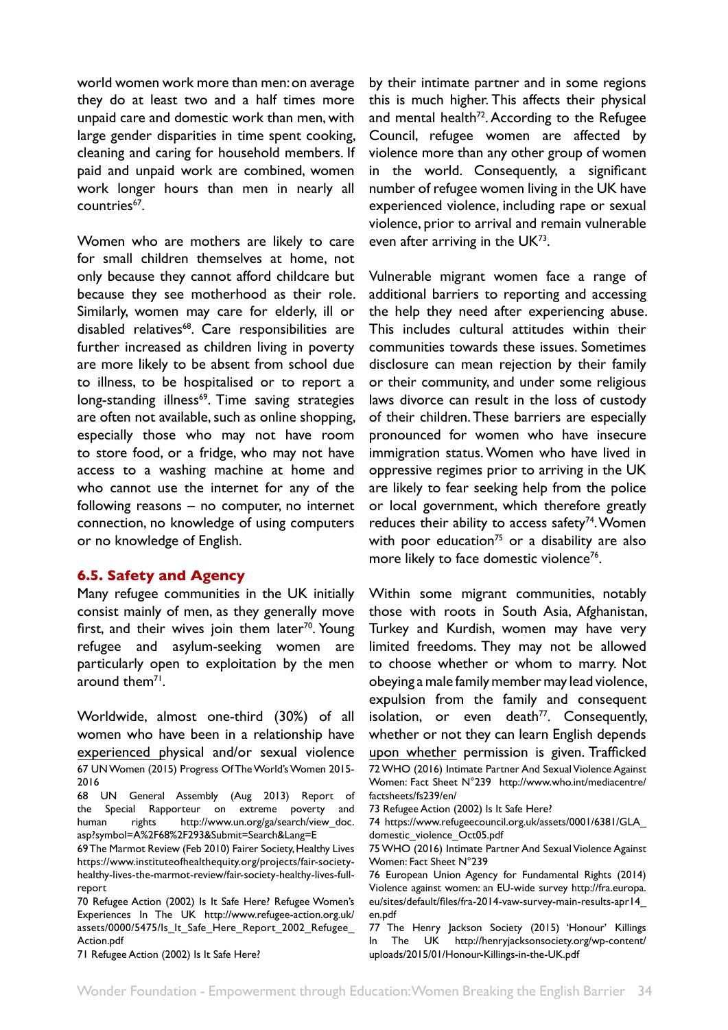world women work more than men: on average they do at least two and a half times more unpaid care and domestic work than men, with large gender disparities in time spent cooking, cleaning and caring for household members. If paid and unpaid work are combined, women work longer hours than men in nearly all countries[67].

Women who are mothers are likely to care for small children themselves at home, not only because they cannot afford childcare but because they see motherhood as their role. Similarly, women may care for elderly, ill or disabled relatives[68]. Care responsibilities are further increased as children living in poverty are more likely to be absent from school due to illness, to be hospitalised or to report a long-standing illness[69]. Time saving strategies are often not available, such as online shopping, especially those who may not have room to store food, or a fridge, who may not have access to a washing machine at home and who cannot use the internet for any of the following reasons – no computer, no internet connection, no knowledge of using computers or no knowledge of English.

### 6.5. Safety and Agency

Many refugee communities in the UK initially consist mainly of men, as they generally move first, and their wives join them later[70]. Young refugee and asylum-seeking women are particularly open to exploitation by the men around them[71].

Worldwide, almost one-third (30%) of all women who have been in a relationship have experienced physical and/or sexual violence by their intimate partner and in some regions this is much higher. This affects their physical and mental health[72]. According to the Refugee Council, refugee women are affected by violence more than any other group of women in the world. Consequently, a significant number of refugee women living in the UK have experienced violence, including rape or sexual violence, prior to arrival and remain vulnerable even after arriving in the UK[73].

Vulnerable migrant women face a range of additional barriers to reporting and accessing the help they need after experiencing abuse. This includes cultural attitudes within their communities towards these issues. Sometimes disclosure can mean rejection by their family or their community, and under some religious laws divorce can result in the loss of custody of their children. These barriers are especially pronounced for women who have insecure immigration status. Women who have lived in oppressive regimes prior to arriving in the UK are likely to fear seeking help from the police or local government, which therefore greatly reduces their ability to access safety[74]. Women with poor education[75] or a disability are also more likely to face domestic violence[76].

Within some migrant communities, notably those with roots in South Asia, Afghanistan, Turkey and Kurdish, women may have very limited freedoms. They may not be allowed to choose whether or whom to marry. Not obeying a male family member may lead violence, expulsion from the family and consequent isolation, or even death[77]. Consequently, whether or not they can learn English depends upon whether permission is given. Trafficked

67 UN Women (2015) Progress Of The World's Women 2015-2016

68 UN General Assembly (Aug 2013) Report of the Special Rapporteur on extreme poverty and human rights http://www.un.org/ga/search/view_doc.asp?symbol=A%2F68%2F293&Submit=Search&Lang=E

69 The Marmot Review (Feb 2010) Fairer Society, Healthy Lives https://www.instituteofhealthequity.org/projects/fair-society-healthy-lives-the-marmot-review/fair-society-healthy-lives-full-report

70 Refugee Action (2002) Is It Safe Here? Refugee Women's Experiences In The UK http://www.refugee-action.org.uk/assets/0000/5475/Is_It_Safe_Here_Report_2002_Refugee_Action.pdf

71 Refugee Action (2002) Is It Safe Here?

72 WHO (2016) Intimate Partner And Sexual Violence Against Women: Fact Sheet N°239 http://www.who.int/mediacentre/factsheets/fs239/en/

73 Refugee Action (2002) Is It Safe Here?

74 https://www.refugeecouncil.org.uk/assets/0001/6381/GLA_domestic_violence_Oct05.pdf

75 WHO (2016) Intimate Partner And Sexual Violence Against Women: Fact Sheet N°239

76 European Union Agency for Fundamental Rights (2014) Violence against women: an EU-wide survey http://fra.europa.eu/sites/default/files/fra-2014-vaw-survey-main-results-apr14_en.pdf

77 The Henry Jackson Society (2015) 'Honour' Killings In The UK http://henryjacksonsociety.org/wp-content/uploads/2015/01/Honour-Killings-in-the-UK.pdf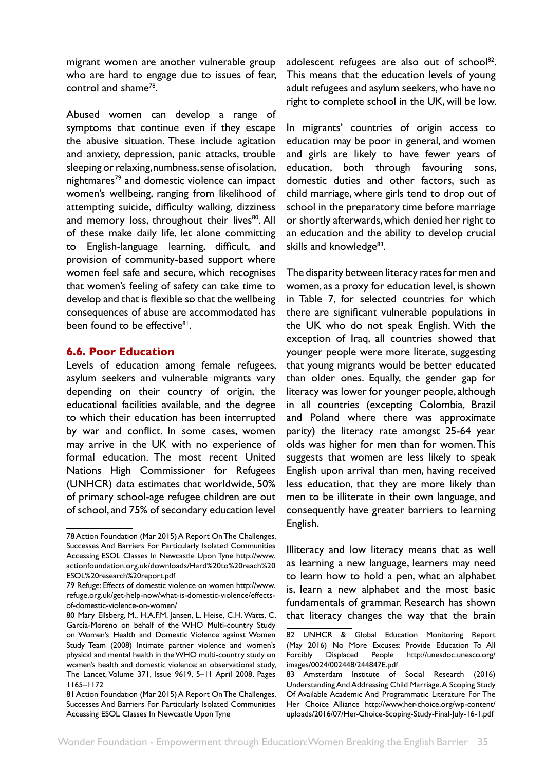migrant women are another vulnerable group who are hard to engage due to issues of fear, control and shame[78].

Abused women can develop a range of symptoms that continue even if they escape the abusive situation. These include agitation and anxiety, depression, panic attacks, trouble sleeping or relaxing, numbness, sense of isolation, nightmares[79] and domestic violence can impact women's wellbeing, ranging from likelihood of attempting suicide, difficulty walking, dizziness and memory loss, throughout their lives[80]. All of these make daily life, let alone committing to English-language learning, difficult, and provision of community-based support where women feel safe and secure, which recognises that women's feeling of safety can take time to develop and that is flexible so that the wellbeing consequences of abuse are accommodated has been found to be effective[81].

### 6.6. Poor Education

Levels of education among female refugees, asylum seekers and vulnerable migrants vary depending on their country of origin, the educational facilities available, and the degree to which their education has been interrupted by war and conflict. In some cases, women may arrive in the UK with no experience of formal education. The most recent United Nations High Commissioner for Refugees (UNHCR) data estimates that worldwide, 50% of primary school-age refugee children are out of school, and 75% of secondary education level adolescent refugees are also out of school[82]. This means that the education levels of young adult refugees and asylum seekers, who have no right to complete school in the UK, will be low.

In migrants' countries of origin access to education may be poor in general, and women and girls are likely to have fewer years of education, both through favouring sons, domestic duties and other factors, such as child marriage, where girls tend to drop out of school in the preparatory time before marriage or shortly afterwards, which denied her right to an education and the ability to develop crucial skills and knowledge[83].

The disparity between literacy rates for men and women, as a proxy for education level, is shown in Table 7, for selected countries for which there are significant vulnerable populations in the UK who do not speak English. With the exception of Iraq, all countries showed that younger people were more literate, suggesting that young migrants would be better educated than older ones. Equally, the gender gap for literacy was lower for younger people, although in all countries (excepting Colombia, Brazil and Poland where there was approximate parity) the literacy rate amongst 25-64 year olds was higher for men than for women. This suggests that women are less likely to speak English upon arrival than men, having received less education, that they are more likely than men to be illiterate in their own language, and consequently have greater barriers to learning English.

Illiteracy and low literacy means that as well as learning a new language, learners may need to learn how to hold a pen, what an alphabet is, learn a new alphabet and the most basic fundamentals of grammar. Research has shown that literacy changes the way that the brain

---

78 Action Foundation (Mar 2015) A Report On The Challenges, Successes And Barriers For Particularly Isolated Communities Accessing ESOL Classes In Newcastle Upon Tyne http://www.actionfoundation.org.uk/downloads/Hard%20to%20reach%20ESOL%20research%20report.pdf

79 Refuge: Effects of domestic violence on women http://www.refuge.org.uk/get-help-now/what-is-domestic-violence/effects-of-domestic-violence-on-women/

80 Mary Ellsberg, M., H.A.F.M. Jansen, L. Heise, C.H. Watts, C. Garcia-Moreno on behalf of the WHO Multi-country Study on Women's Health and Domestic Violence against Women Study Team (2008) Intimate partner violence and women's physical and mental health in the WHO multi-country study on women's health and domestic violence: an observational study, The Lancet, Volume 371, Issue 9619, 5–11 April 2008, Pages 1165–1172

81 Action Foundation (Mar 2015) A Report On The Challenges, Successes And Barriers For Particularly Isolated Communities Accessing ESOL Classes In Newcastle Upon Tyne

82 UNHCR & Global Education Monitoring Report (May 2016) No More Excuses: Provide Education To All Forcibly Displaced People http://unesdoc.unesco.org/images/0024/002448/244847E.pdf

83 Amsterdam Institute of Social Research (2016) Understanding And Addressing Child Marriage. A Scoping Study Of Available Academic And Programmatic Literature For The Her Choice Alliance http://www.her-choice.org/wp-content/uploads/2016/07/Her-Choice-Scoping-Study-Final-July-16-1.pdf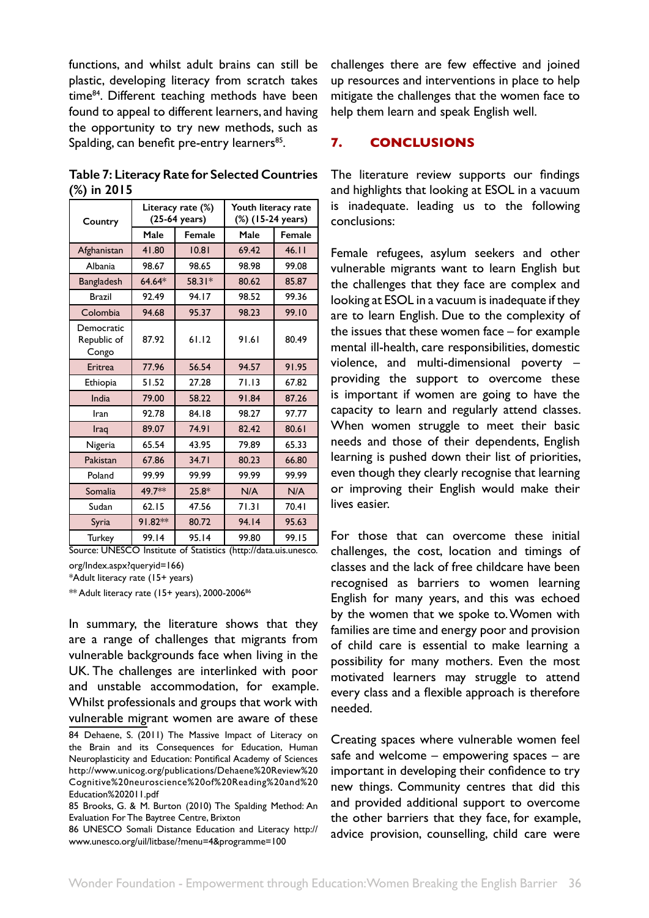functions, and whilst adult brains can still be plastic, developing literacy from scratch takes time[84]. Different teaching methods have been found to appeal to different learners, and having the opportunity to try new methods, such as Spalding, can benefit pre-entry learners[85].

**Table 7: Literacy Rate for Selected Countries (%) in 2015**

| Country | Literacy rate (%) (25-64 years) | | Youth literacy rate (%) (15-24 years) | |
|---|---|---|---|---|
| | Male | Female | Male | Female |
| Afghanistan | 41.80 | 10.81 | 69.42 | 46.11 |
| Albania | 98.67 | 98.65 | 98.98 | 99.08 |
| Bangladesh | 64.64* | 58.31* | 80.62 | 85.87 |
| Brazil | 92.49 | 94.17 | 98.52 | 99.36 |
| Colombia | 94.68 | 95.37 | 98.23 | 99.10 |
| Democratic Republic of Congo | 87.92 | 61.12 | 91.61 | 80.49 |
| Eritrea | 77.96 | 56.54 | 94.57 | 91.95 |
| Ethiopia | 51.52 | 27.28 | 71.13 | 67.82 |
| India | 79.00 | 58.22 | 91.84 | 87.26 |
| Iran | 92.78 | 84.18 | 98.27 | 97.77 |
| Iraq | 89.07 | 74.91 | 82.42 | 80.61 |
| Nigeria | 65.54 | 43.95 | 79.89 | 65.33 |
| Pakistan | 67.86 | 34.71 | 80.23 | 66.80 |
| Poland | 99.99 | 99.99 | 99.99 | 99.99 |
| Somalia | 49.7** | 25.8* | N/A | N/A |
| Sudan | 62.15 | 47.56 | 71.31 | 70.41 |
| Syria | 91.82** | 80.72 | 94.14 | 95.63 |
| Turkey | 99.14 | 95.14 | 99.80 | 99.15 |

Source: UNESCO Institute of Statistics (http://data.uis.unesco.org/Index.aspx?queryid=166)

*Adult literacy rate (15+ years)

** Adult literacy rate (15+ years), 2000-2006[86]

In summary, the literature shows that they are a range of challenges that migrants from vulnerable backgrounds face when living in the UK. The challenges are interlinked with poor and unstable accommodation, for example. Whilst professionals and groups that work with vulnerable migrant women are aware of these challenges there are few effective and joined up resources and interventions in place to help mitigate the challenges that the women face to help them learn and speak English well.

## 7. CONCLUSIONS

The literature review supports our findings and highlights that looking at ESOL in a vacuum is inadequate. leading us to the following conclusions:

Female refugees, asylum seekers and other vulnerable migrants want to learn English but the challenges that they face are complex and looking at ESOL in a vacuum is inadequate if they are to learn English. Due to the complexity of the issues that these women face – for example mental ill-health, care responsibilities, domestic violence, and multi-dimensional poverty – providing the support to overcome these is important if women are going to have the capacity to learn and regularly attend classes. When women struggle to meet their basic needs and those of their dependents, English learning is pushed down their list of priorities, even though they clearly recognise that learning or improving their English would make their lives easier.

For those that can overcome these initial challenges, the cost, location and timings of classes and the lack of free childcare have been recognised as barriers to women learning English for many years, and this was echoed by the women that we spoke to. Women with families are time and energy poor and provision of child care is essential to make learning a possibility for many mothers. Even the most motivated learners may struggle to attend every class and a flexible approach is therefore needed.

Creating spaces where vulnerable women feel safe and welcome – empowering spaces – are important in developing their confidence to try new things. Community centres that did this and provided additional support to overcome the other barriers that they face, for example, advice provision, counselling, child care were

---

84 Dehaene, S. (2011) The Massive Impact of Literacy on the Brain and its Consequences for Education, Human Neuroplasticity and Education: Pontifical Academy of Sciences http://www.unicog.org/publications/Dehaene%20Review%20Cognitive%20neuroscience%20of%20Reading%20and%20Education%202011.pdf

85 Brooks, G. & M. Burton (2010) The Spalding Method: An Evaluation For The Baytree Centre, Brixton

86 UNESCO Somali Distance Education and Literacy http://www.unesco.org/uil/litbase/?menu=4&programme=100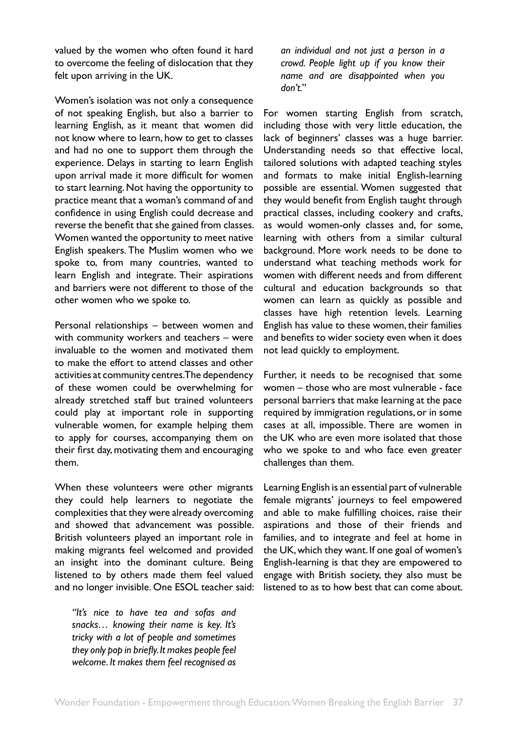valued by the women who often found it hard to overcome the feeling of dislocation that they felt upon arriving in the UK.

Women's isolation was not only a consequence of not speaking English, but also a barrier to learning English, as it meant that women did not know where to learn, how to get to classes and had no one to support them through the experience. Delays in starting to learn English upon arrival made it more difficult for women to start learning. Not having the opportunity to practice meant that a woman's command of and confidence in using English could decrease and reverse the benefit that she gained from classes. Women wanted the opportunity to meet native English speakers. The Muslim women who we spoke to, from many countries, wanted to learn English and integrate. Their aspirations and barriers were not different to those of the other women who we spoke to.

Personal relationships – between women and with community workers and teachers – were invaluable to the women and motivated them to make the effort to attend classes and other activities at community centres. The dependency of these women could be overwhelming for already stretched staff but trained volunteers could play at important role in supporting vulnerable women, for example helping them to apply for courses, accompanying them on their first day, motivating them and encouraging them.

When these volunteers were other migrants they could help learners to negotiate the complexities that they were already overcoming and showed that advancement was possible. British volunteers played an important role in making migrants feel welcomed and provided an insight into the dominant culture. Being listened to by others made them feel valued and no longer invisible. One ESOL teacher said:

> *"It's nice to have tea and sofas and snacks… knowing their name is key. It's tricky with a lot of people and sometimes they only pop in briefly. It makes people feel welcome. It makes them feel recognised as an individual and not just a person in a crowd. People light up if you know their name and are disappointed when you don't."*

For women starting English from scratch, including those with very little education, the lack of beginners' classes was a huge barrier. Understanding needs so that effective local, tailored solutions with adapted teaching styles and formats to make initial English-learning possible are essential. Women suggested that they would benefit from English taught through practical classes, including cookery and crafts, as would women-only classes and, for some, learning with others from a similar cultural background. More work needs to be done to understand what teaching methods work for women with different needs and from different cultural and education backgrounds so that women can learn as quickly as possible and classes have high retention levels. Learning English has value to these women, their families and benefits to wider society even when it does not lead quickly to employment.

Further, it needs to be recognised that some women – those who are most vulnerable - face personal barriers that make learning at the pace required by immigration regulations, or in some cases at all, impossible. There are women in the UK who are even more isolated that those who we spoke to and who face even greater challenges than them.

Learning English is an essential part of vulnerable female migrants' journeys to feel empowered and able to make fulfilling choices, raise their aspirations and those of their friends and families, and to integrate and feel at home in the UK, which they want. If one goal of women's English-learning is that they are empowered to engage with British society, they also must be listened to as to how best that can come about.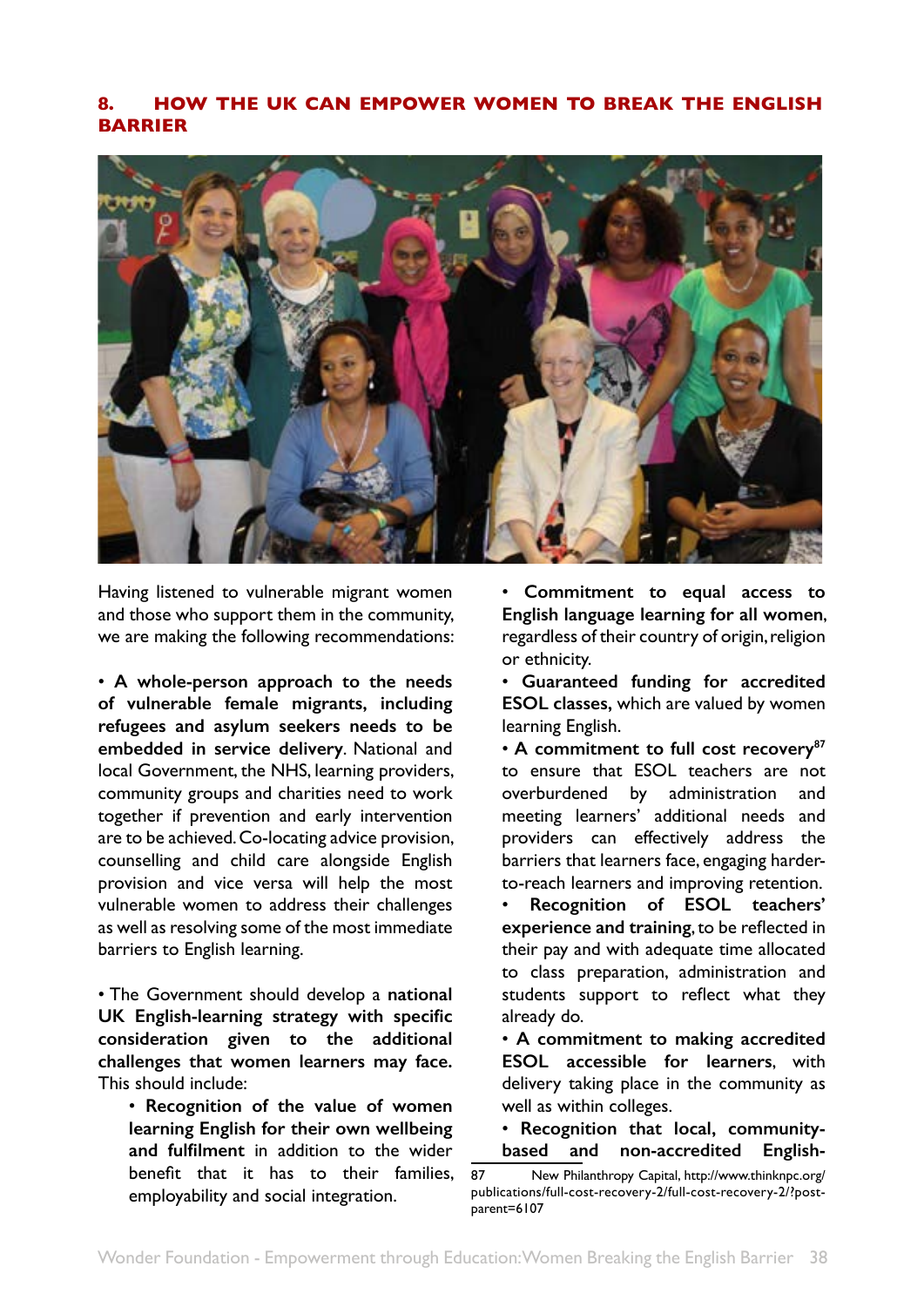## 8. HOW THE UK CAN EMPOWER WOMEN TO BREAK THE ENGLISH BARRIER

Having listened to vulnerable migrant women and those who support them in the community, we are making the following recommendations:

- **A whole-person approach to the needs of vulnerable female migrants, including refugees and asylum seekers needs to be embedded in service delivery**. National and local Government, the NHS, learning providers, community groups and charities need to work together if prevention and early intervention are to be achieved. Co-locating advice provision, counselling and child care alongside English provision and vice versa will help the most vulnerable women to address their challenges as well as resolving some of the most immediate barriers to English learning.

- The Government should develop a **national UK English-learning strategy with specific consideration given to the additional challenges that women learners may face.** This should include:
  - **Recognition of the value of women learning English for their own wellbeing and fulfilment** in addition to the wider benefit that it has to their families, employability and social integration.
  - **Commitment to equal access to English language learning for all women**, regardless of their country of origin, religion or ethnicity.
  - **Guaranteed funding for accredited ESOL classes,** which are valued by women learning English.
  - **A commitment to full cost recovery**[87] to ensure that ESOL teachers are not overburdened by administration and meeting learners' additional needs and providers can effectively address the barriers that learners face, engaging harder-to-reach learners and improving retention.
  - **Recognition of ESOL teachers' experience and training**, to be reflected in their pay and with adequate time allocated to class preparation, administration and students support to reflect what they already do.
  - **A commitment to making accredited ESOL accessible for learners**, with delivery taking place in the community as well as within colleges.
  - **Recognition that local, community-based and non-accredited English-**

87 New Philanthropy Capital, http://www.thinknpc.org/publications/full-cost-recovery-2/full-cost-recovery-2/?post-parent=6107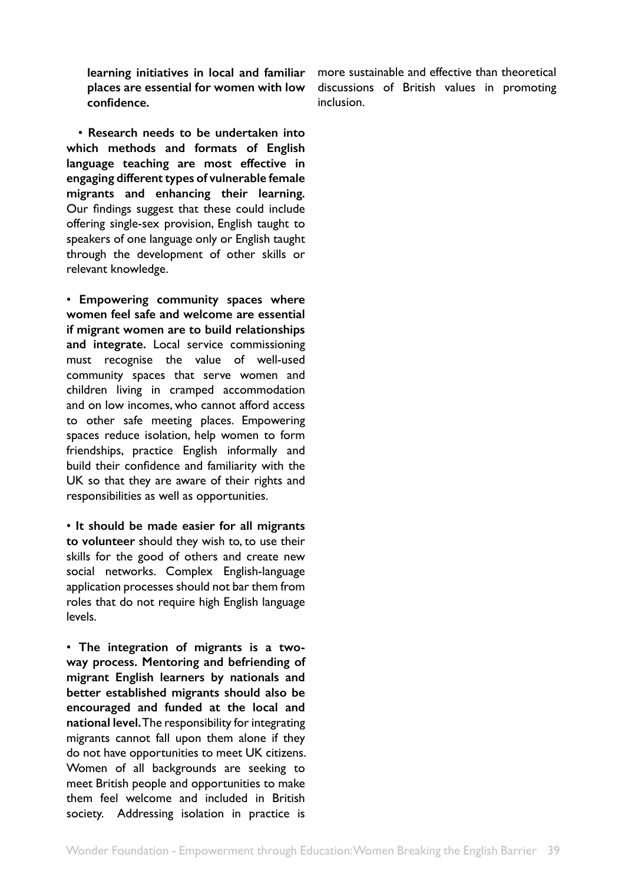**learning initiatives in local and familiar places are essential for women with low confidence.**

- **Research needs to be undertaken into which methods and formats of English language teaching are most effective in engaging different types of vulnerable female migrants and enhancing their learning.** Our findings suggest that these could include offering single-sex provision, English taught to speakers of one language only or English taught through the development of other skills or relevant knowledge.

- **Empowering community spaces where women feel safe and welcome are essential if migrant women are to build relationships and integrate.** Local service commissioning must recognise the value of well-used community spaces that serve women and children living in cramped accommodation and on low incomes, who cannot afford access to other safe meeting places. Empowering spaces reduce isolation, help women to form friendships, practice English informally and build their confidence and familiarity with the UK so that they are aware of their rights and responsibilities as well as opportunities.

- **It should be made easier for all migrants to volunteer** should they wish to, to use their skills for the good of others and create new social networks. Complex English-language application processes should not bar them from roles that do not require high English language levels.

- **The integration of migrants is a two-way process. Mentoring and befriending of migrant English learners by nationals and better established migrants should also be encouraged and funded at the local and national level.** The responsibility for integrating migrants cannot fall upon them alone if they do not have opportunities to meet UK citizens. Women of all backgrounds are seeking to meet British people and opportunities to make them feel welcome and included in British society. Addressing isolation in practice is more sustainable and effective than theoretical discussions of British values in promoting inclusion.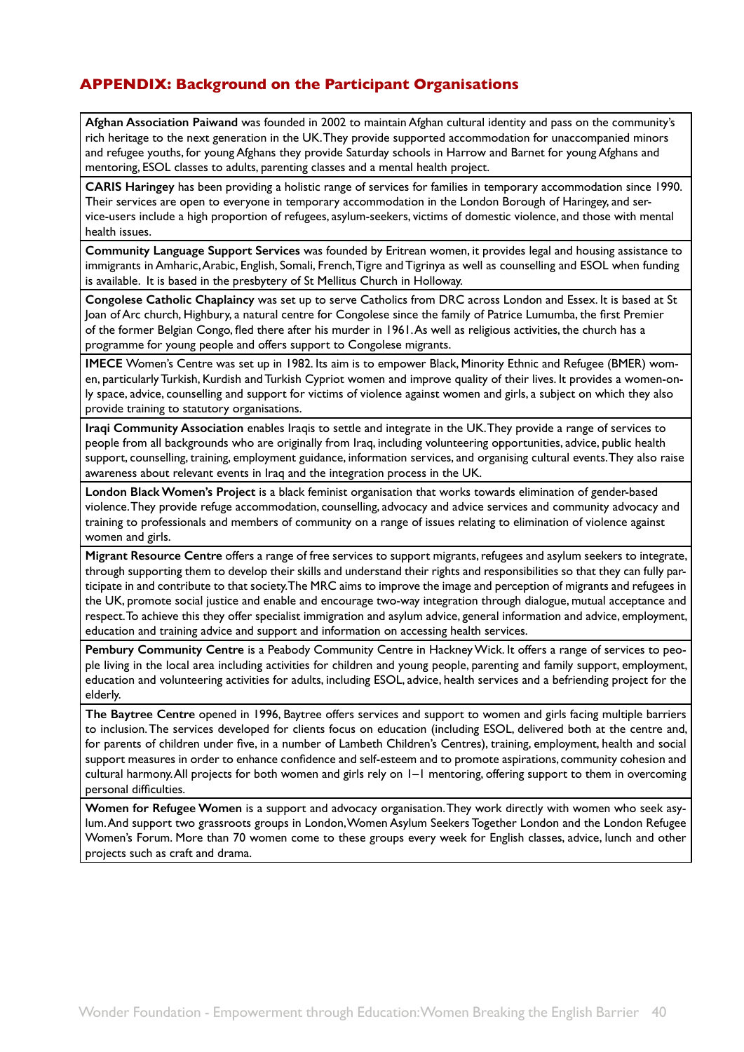## APPENDIX: Background on the Participant Organisations

**Afghan Association Paiwand** was founded in 2002 to maintain Afghan cultural identity and pass on the community's rich heritage to the next generation in the UK. They provide supported accommodation for unaccompanied minors and refugee youths, for young Afghans they provide Saturday schools in Harrow and Barnet for young Afghans and mentoring, ESOL classes to adults, parenting classes and a mental health project.

**CARIS Haringey** has been providing a holistic range of services for families in temporary accommodation since 1990. Their services are open to everyone in temporary accommodation in the London Borough of Haringey, and service-users include a high proportion of refugees, asylum-seekers, victims of domestic violence, and those with mental health issues.

**Community Language Support Services** was founded by Eritrean women, it provides legal and housing assistance to immigrants in Amharic, Arabic, English, Somali, French, Tigre and Tigrinya as well as counselling and ESOL when funding is available. It is based in the presbytery of St Mellitus Church in Holloway.

**Congolese Catholic Chaplaincy** was set up to serve Catholics from DRC across London and Essex. It is based at St Joan of Arc church, Highbury, a natural centre for Congolese since the family of Patrice Lumumba, the first Premier of the former Belgian Congo, fled there after his murder in 1961. As well as religious activities, the church has a programme for young people and offers support to Congolese migrants.

**IMECE** Women's Centre was set up in 1982. Its aim is to empower Black, Minority Ethnic and Refugee (BMER) women, particularly Turkish, Kurdish and Turkish Cypriot women and improve quality of their lives. It provides a women-only space, advice, counselling and support for victims of violence against women and girls, a subject on which they also provide training to statutory organisations.

**Iraqi Community Association** enables Iraqis to settle and integrate in the UK. They provide a range of services to people from all backgrounds who are originally from Iraq, including volunteering opportunities, advice, public health support, counselling, training, employment guidance, information services, and organising cultural events. They also raise awareness about relevant events in Iraq and the integration process in the UK.

**London Black Women's Project** is a black feminist organisation that works towards elimination of gender-based violence. They provide refuge accommodation, counselling, advocacy and advice services and community advocacy and training to professionals and members of community on a range of issues relating to elimination of violence against women and girls.

**Migrant Resource Centre** offers a range of free services to support migrants, refugees and asylum seekers to integrate, through supporting them to develop their skills and understand their rights and responsibilities so that they can fully participate in and contribute to that society. The MRC aims to improve the image and perception of migrants and refugees in the UK, promote social justice and enable and encourage two-way integration through dialogue, mutual acceptance and respect. To achieve this they offer specialist immigration and asylum advice, general information and advice, employment, education and training advice and support and information on accessing health services.

**Pembury Community Centre** is a Peabody Community Centre in Hackney Wick. It offers a range of services to people living in the local area including activities for children and young people, parenting and family support, employment, education and volunteering activities for adults, including ESOL, advice, health services and a befriending project for the elderly.

**The Baytree Centre** opened in 1996, Baytree offers services and support to women and girls facing multiple barriers to inclusion. The services developed for clients focus on education (including ESOL, delivered both at the centre and, for parents of children under five, in a number of Lambeth Children's Centres), training, employment, health and social support measures in order to enhance confidence and self-esteem and to promote aspirations, community cohesion and cultural harmony. All projects for both women and girls rely on 1–1 mentoring, offering support to them in overcoming personal difficulties.

**Women for Refugee Women** is a support and advocacy organisation. They work directly with women who seek asylum. And support two grassroots groups in London, Women Asylum Seekers Together London and the London Refugee Women's Forum. More than 70 women come to these groups every week for English classes, advice, lunch and other projects such as craft and drama.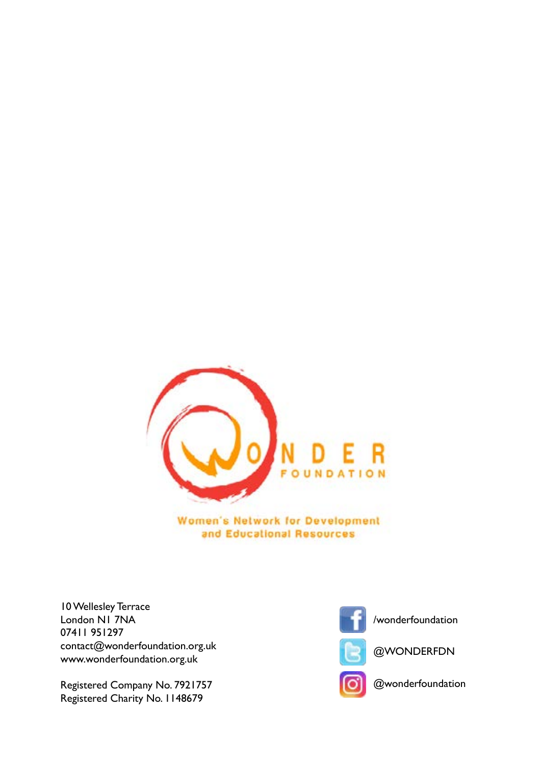WONDER FOUNDATION

Women's Network for Development and Educational Resources

10 Wellesley Terrace
London N1 7NA
07411 951297
contact@wonderfoundation.org.uk
www.wonderfoundation.org.uk

Registered Company No. 7921757
Registered Charity No. 1148679

/wonderfoundation

@WONDERFDN

@wonderfoundation